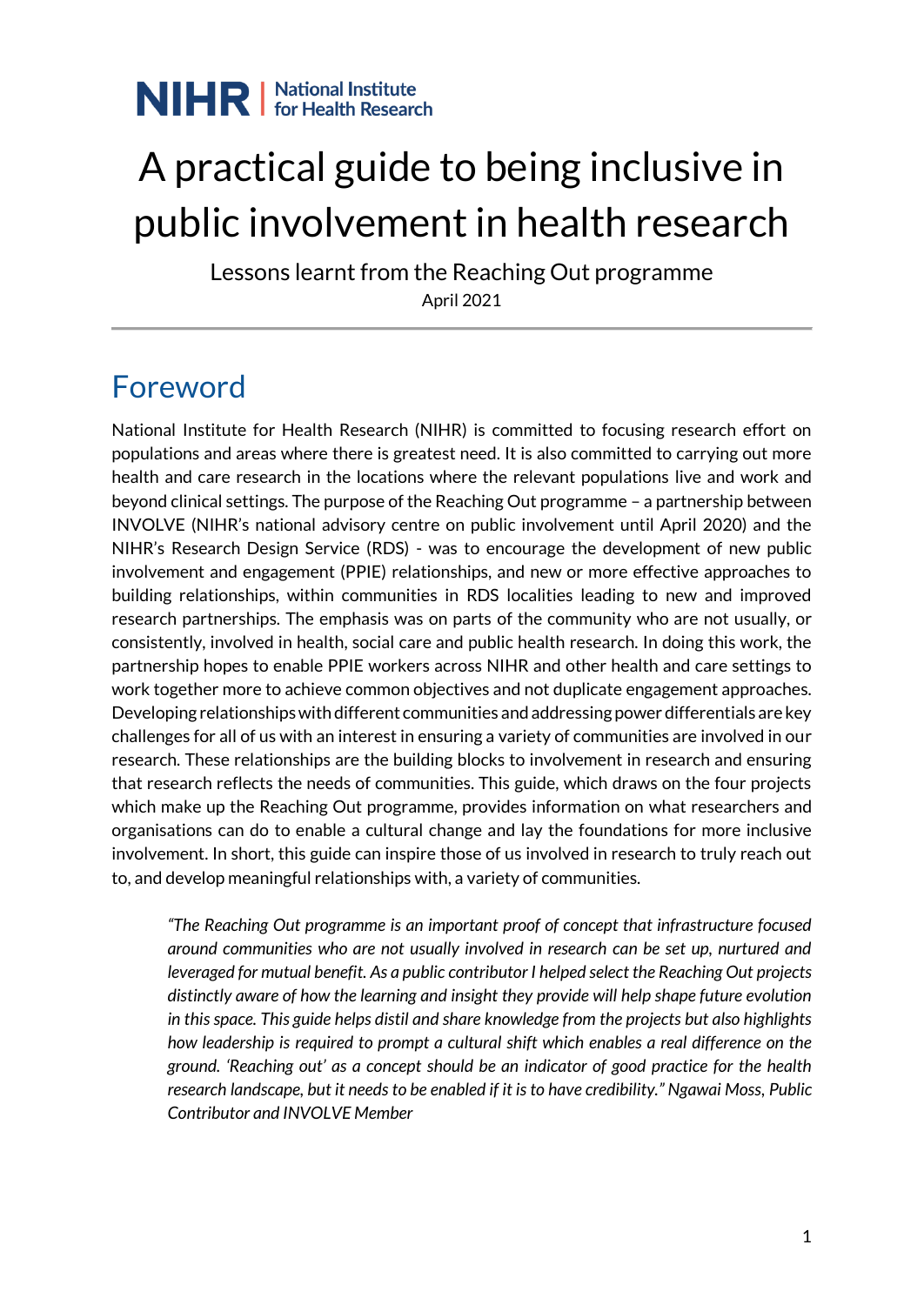NIHR | National Institute for Health Research

# A practical guide to being inclusive in public involvement in health research

Lessons learnt from the Reaching Out programme

April 2021

## Foreword

National Institute for Health Research (NIHR) is committed to focusing research effort on populations and areas where there is greatest need. It is also committed to carrying out more health and care research in the locations where the relevant populations live and work and beyond clinical settings. The purpose of the Reaching Out programme – a partnership between INVOLVE (NIHR's national advisory centre on public involvement until April 2020) and the NIHR's Research Design Service (RDS) - was to encourage the development of new public involvement and engagement (PPIE) relationships, and new or more effective approaches to building relationships, within communities in RDS localities leading to new and improved research partnerships. The emphasis was on parts of the community who are not usually, or consistently, involved in health, social care and public health research. In doing this work, the partnership hopes to enable PPIE workers across NIHR and other health and care settings to work together more to achieve common objectives and not duplicate engagement approaches. Developing relationships with different communities and addressing power differentials are key challenges for all of us with an interest in ensuring a variety of communities are involved in our research. These relationships are the building blocks to involvement in research and ensuring that research reflects the needs of communities. This guide, which draws on the four projects which make up the Reaching Out programme, provides information on what researchers and organisations can do to enable a cultural change and lay the foundations for more inclusive involvement. In short, this guide can inspire those of us involved in research to truly reach out to, and develop meaningful relationships with, a variety of communities.

> *"The Reaching Out programme is an important proof of concept that infrastructure focused around communities who are not usually involved in research can be set up, nurtured and leveraged for mutual benefit. As a public contributor I helped select the Reaching Out projects distinctly aware of how the learning and insight they provide will help shape future evolution in this space. This guide helps distil and share knowledge from the projects but also highlights how leadership is required to prompt a cultural shift which enables a real difference on the ground. 'Reaching out' as a concept should be an indicator of good practice for the health research landscape, but it needs to be enabled if it is to have credibility." Ngawai Moss, Public Contributor and INVOLVE Member*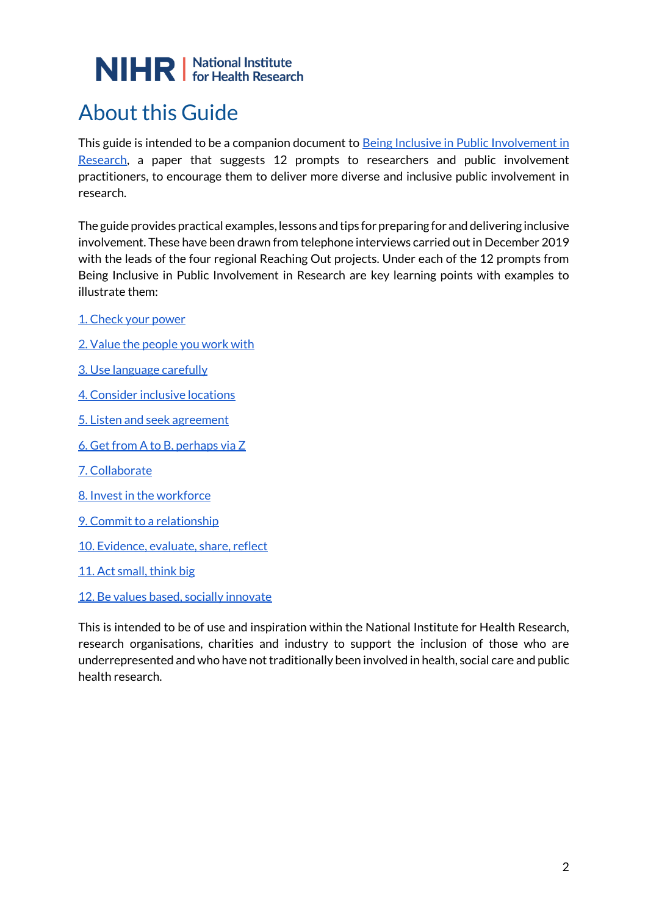# About this Guide

This guide is intended to be a companion document to Being Inclusive in Public Involvement in Research, a paper that suggests 12 prompts to researchers and public involvement practitioners, to encourage them to deliver more diverse and inclusive public involvement in research.

The guide provides practical examples, lessons and tips for preparing for and delivering inclusive involvement. These have been drawn from telephone interviews carried out in December 2019 with the leads of the four regional Reaching Out projects. Under each of the 12 prompts from Being Inclusive in Public Involvement in Research are key learning points with examples to illustrate them:

1. Check your power

2. Value the people you work with

3. Use language carefully

4. Consider inclusive locations

5. Listen and seek agreement

6. Get from A to B, perhaps via Z

7. Collaborate

8. Invest in the workforce

9. Commit to a relationship

10. Evidence, evaluate, share, reflect

11. Act small, think big

12. Be values based, socially innovate

This is intended to be of use and inspiration within the National Institute for Health Research, research organisations, charities and industry to support the inclusion of those who are underrepresented and who have not traditionally been involved in health, social care and public health research.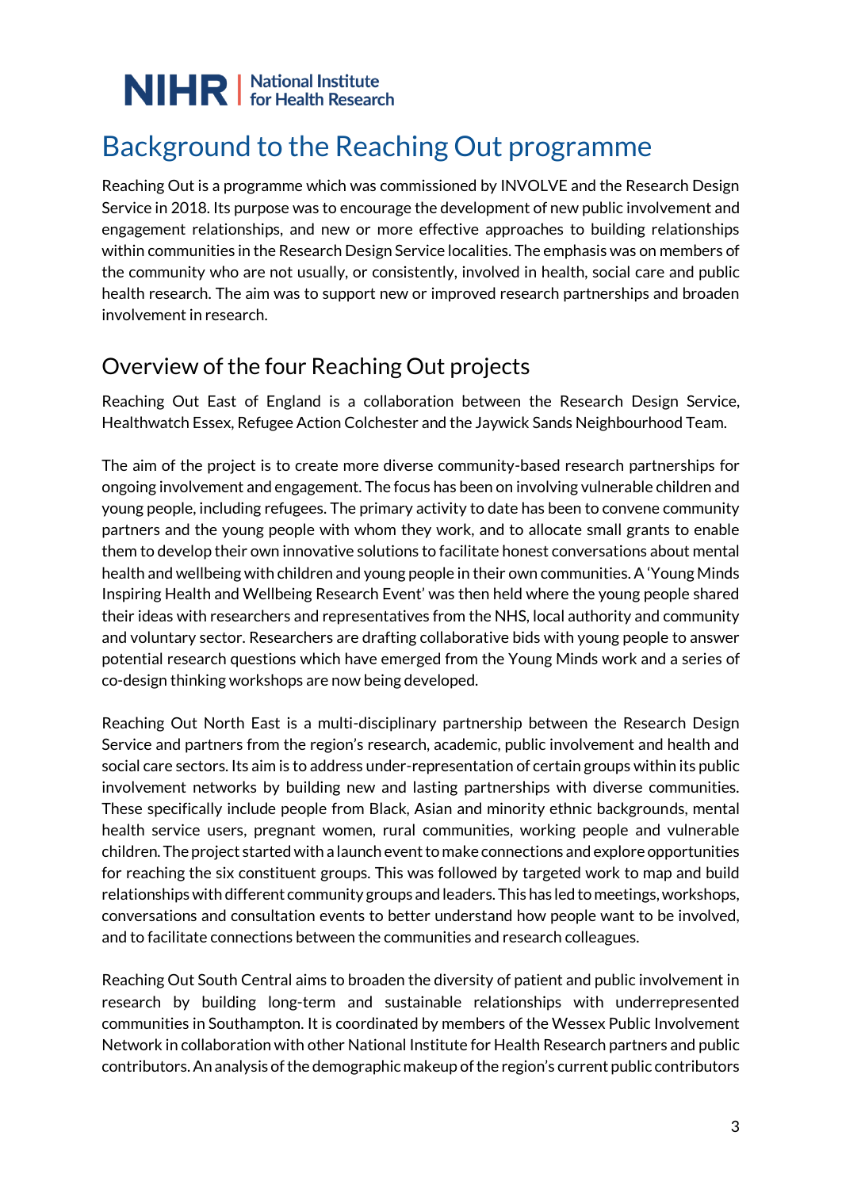# Background to the Reaching Out programme

Reaching Out is a programme which was commissioned by INVOLVE and the Research Design Service in 2018. Its purpose was to encourage the development of new public involvement and engagement relationships, and new or more effective approaches to building relationships within communities in the Research Design Service localities. The emphasis was on members of the community who are not usually, or consistently, involved in health, social care and public health research. The aim was to support new or improved research partnerships and broaden involvement in research.

## Overview of the four Reaching Out projects

Reaching Out East of England is a collaboration between the Research Design Service, Healthwatch Essex, Refugee Action Colchester and the Jaywick Sands Neighbourhood Team.

The aim of the project is to create more diverse community-based research partnerships for ongoing involvement and engagement. The focus has been on involving vulnerable children and young people, including refugees. The primary activity to date has been to convene community partners and the young people with whom they work, and to allocate small grants to enable them to develop their own innovative solutions to facilitate honest conversations about mental health and wellbeing with children and young people in their own communities. A 'Young Minds Inspiring Health and Wellbeing Research Event' was then held where the young people shared their ideas with researchers and representatives from the NHS, local authority and community and voluntary sector. Researchers are drafting collaborative bids with young people to answer potential research questions which have emerged from the Young Minds work and a series of co-design thinking workshops are now being developed.

Reaching Out North East is a multi-disciplinary partnership between the Research Design Service and partners from the region's research, academic, public involvement and health and social care sectors. Its aim is to address under-representation of certain groups within its public involvement networks by building new and lasting partnerships with diverse communities. These specifically include people from Black, Asian and minority ethnic backgrounds, mental health service users, pregnant women, rural communities, working people and vulnerable children. The project started with a launch event to make connections and explore opportunities for reaching the six constituent groups. This was followed by targeted work to map and build relationships with different community groups and leaders. This has led to meetings, workshops, conversations and consultation events to better understand how people want to be involved, and to facilitate connections between the communities and research colleagues.

Reaching Out South Central aims to broaden the diversity of patient and public involvement in research by building long-term and sustainable relationships with underrepresented communities in Southampton. It is coordinated by members of the Wessex Public Involvement Network in collaboration with other National Institute for Health Research partners and public contributors. An analysis of the demographic makeup of the region's current public contributors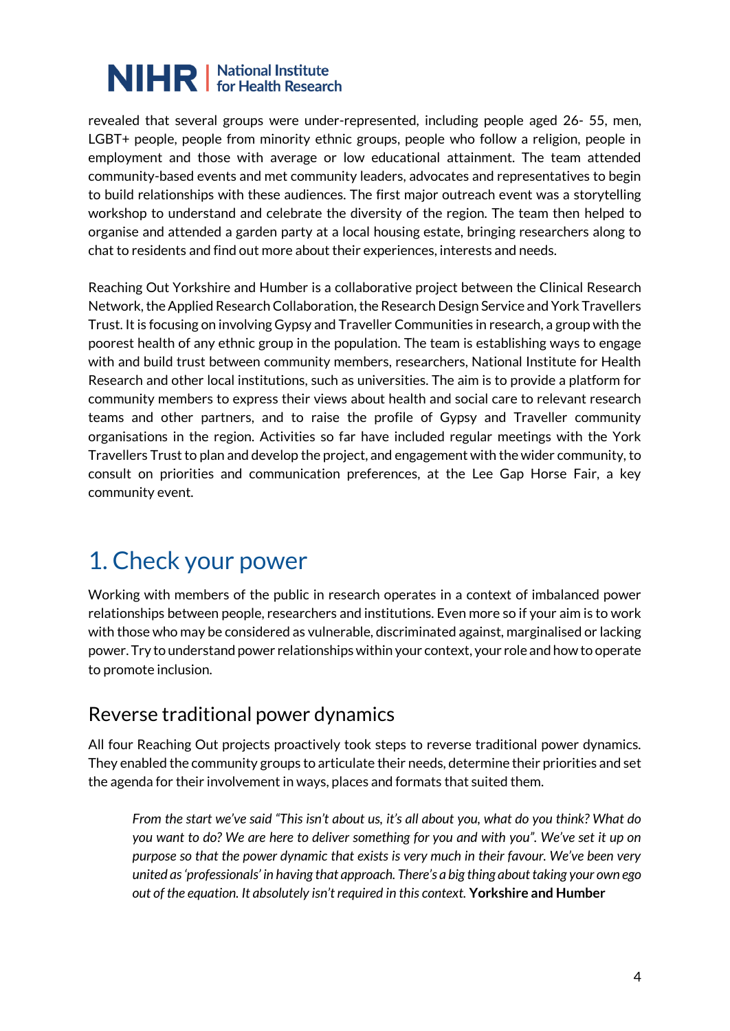revealed that several groups were under-represented, including people aged 26- 55, men, LGBT+ people, people from minority ethnic groups, people who follow a religion, people in employment and those with average or low educational attainment. The team attended community-based events and met community leaders, advocates and representatives to begin to build relationships with these audiences. The first major outreach event was a storytelling workshop to understand and celebrate the diversity of the region. The team then helped to organise and attended a garden party at a local housing estate, bringing researchers along to chat to residents and find out more about their experiences, interests and needs.

Reaching Out Yorkshire and Humber is a collaborative project between the Clinical Research Network, the Applied Research Collaboration, the Research Design Service and York Travellers Trust. It is focusing on involving Gypsy and Traveller Communities in research, a group with the poorest health of any ethnic group in the population. The team is establishing ways to engage with and build trust between community members, researchers, National Institute for Health Research and other local institutions, such as universities. The aim is to provide a platform for community members to express their views about health and social care to relevant research teams and other partners, and to raise the profile of Gypsy and Traveller community organisations in the region. Activities so far have included regular meetings with the York Travellers Trust to plan and develop the project, and engagement with the wider community, to consult on priorities and communication preferences, at the Lee Gap Horse Fair, a key community event.

# 1. Check your power

Working with members of the public in research operates in a context of imbalanced power relationships between people, researchers and institutions. Even more so if your aim is to work with those who may be considered as vulnerable, discriminated against, marginalised or lacking power. Try to understand power relationships within your context, your role and how to operate to promote inclusion.

## Reverse traditional power dynamics

All four Reaching Out projects proactively took steps to reverse traditional power dynamics. They enabled the community groups to articulate their needs, determine their priorities and set the agenda for their involvement in ways, places and formats that suited them.

> *From the start we've said "This isn't about us, it's all about you, what do you think? What do you want to do? We are here to deliver something for you and with you". We've set it up on purpose so that the power dynamic that exists is very much in their favour. We've been very united as 'professionals' in having that approach. There's a big thing about taking your own ego out of the equation. It absolutely isn't required in this context.* **Yorkshire and Humber**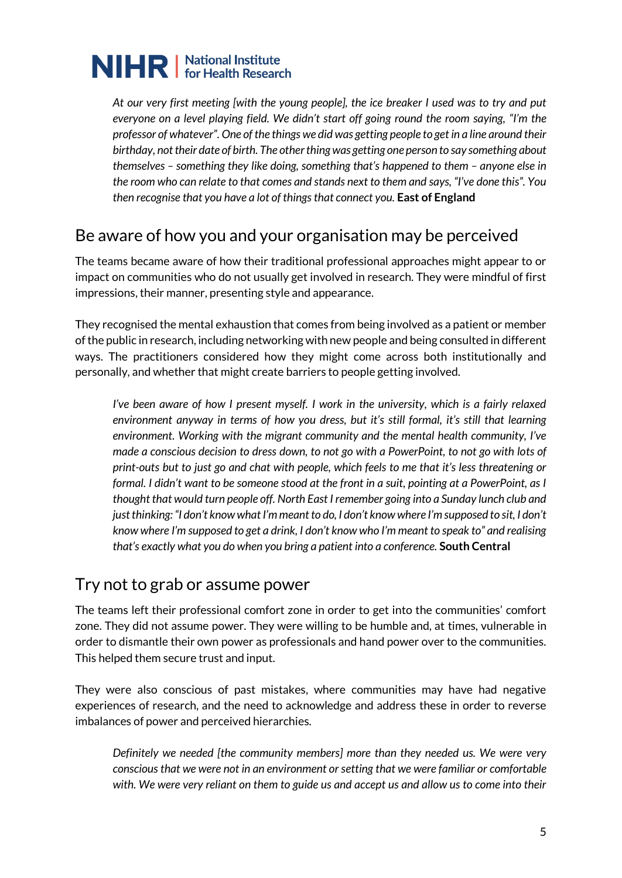> *At our very first meeting [with the young people], the ice breaker I used was to try and put everyone on a level playing field. We didn't start off going round the room saying, "I'm the professor of whatever". One of the things we did was getting people to get in a line around their birthday, not their date of birth. The other thing was getting one person to say something about themselves – something they like doing, something that's happened to them – anyone else in the room who can relate to that comes and stands next to them and says, "I've done this". You then recognise that you have a lot of things that connect you.* **East of England**

## Be aware of how you and your organisation may be perceived

The teams became aware of how their traditional professional approaches might appear to or impact on communities who do not usually get involved in research. They were mindful of first impressions, their manner, presenting style and appearance.

They recognised the mental exhaustion that comes from being involved as a patient or member of the public in research, including networking with new people and being consulted in different ways. The practitioners considered how they might come across both institutionally and personally, and whether that might create barriers to people getting involved.

> *I've been aware of how I present myself. I work in the university, which is a fairly relaxed environment anyway in terms of how you dress, but it's still formal, it's still that learning environment. Working with the migrant community and the mental health community, I've made a conscious decision to dress down, to not go with a PowerPoint, to not go with lots of print-outs but to just go and chat with people, which feels to me that it's less threatening or formal. I didn't want to be someone stood at the front in a suit, pointing at a PowerPoint, as I thought that would turn people off. North East I remember going into a Sunday lunch club and just thinking: "I don't know what I'm meant to do, I don't know where I'm supposed to sit, I don't know where I'm supposed to get a drink, I don't know who I'm meant to speak to" and realising that's exactly what you do when you bring a patient into a conference.* **South Central**

## Try not to grab or assume power

The teams left their professional comfort zone in order to get into the communities' comfort zone. They did not assume power. They were willing to be humble and, at times, vulnerable in order to dismantle their own power as professionals and hand power over to the communities. This helped them secure trust and input.

They were also conscious of past mistakes, where communities may have had negative experiences of research, and the need to acknowledge and address these in order to reverse imbalances of power and perceived hierarchies.

> *Definitely we needed [the community members] more than they needed us. We were very conscious that we were not in an environment or setting that we were familiar or comfortable with. We were very reliant on them to guide us and accept us and allow us to come into their*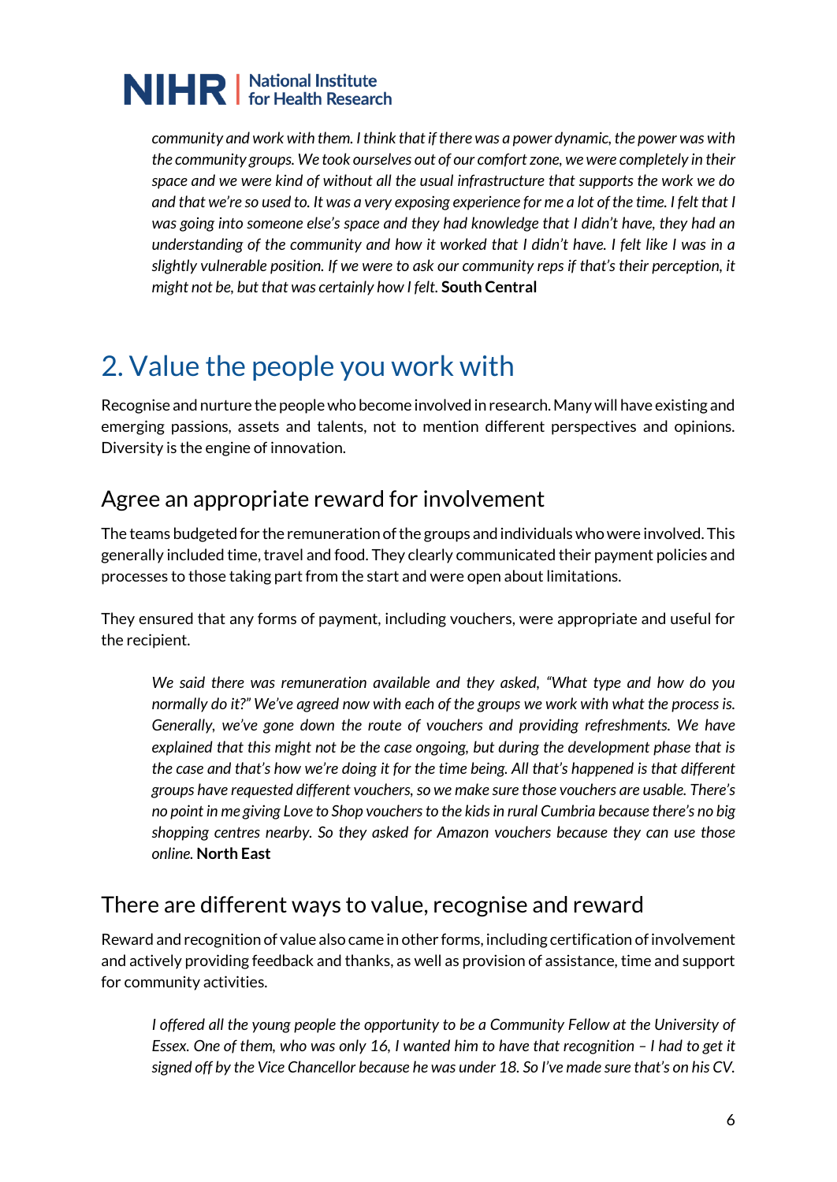*community and work with them. I think that if there was a power dynamic, the power was with the community groups. We took ourselves out of our comfort zone, we were completely in their space and we were kind of without all the usual infrastructure that supports the work we do and that we're so used to. It was a very exposing experience for me a lot of the time. I felt that I was going into someone else's space and they had knowledge that I didn't have, they had an understanding of the community and how it worked that I didn't have. I felt like I was in a slightly vulnerable position. If we were to ask our community reps if that's their perception, it might not be, but that was certainly how I felt.* **South Central**

# 2. Value the people you work with

Recognise and nurture the people who become involved in research. Many will have existing and emerging passions, assets and talents, not to mention different perspectives and opinions. Diversity is the engine of innovation.

## Agree an appropriate reward for involvement

The teams budgeted for the remuneration of the groups and individuals who were involved. This generally included time, travel and food. They clearly communicated their payment policies and processes to those taking part from the start and were open about limitations.

They ensured that any forms of payment, including vouchers, were appropriate and useful for the recipient.

> *We said there was remuneration available and they asked, "What type and how do you normally do it?" We've agreed now with each of the groups we work with what the process is. Generally, we've gone down the route of vouchers and providing refreshments. We have explained that this might not be the case ongoing, but during the development phase that is the case and that's how we're doing it for the time being. All that's happened is that different groups have requested different vouchers, so we make sure those vouchers are usable. There's no point in me giving Love to Shop vouchers to the kids in rural Cumbria because there's no big shopping centres nearby. So they asked for Amazon vouchers because they can use those online.* **North East**

## There are different ways to value, recognise and reward

Reward and recognition of value also came in other forms, including certification of involvement and actively providing feedback and thanks, as well as provision of assistance, time and support for community activities.

> *I offered all the young people the opportunity to be a Community Fellow at the University of Essex. One of them, who was only 16, I wanted him to have that recognition – I had to get it signed off by the Vice Chancellor because he was under 18. So I've made sure that's on his CV.*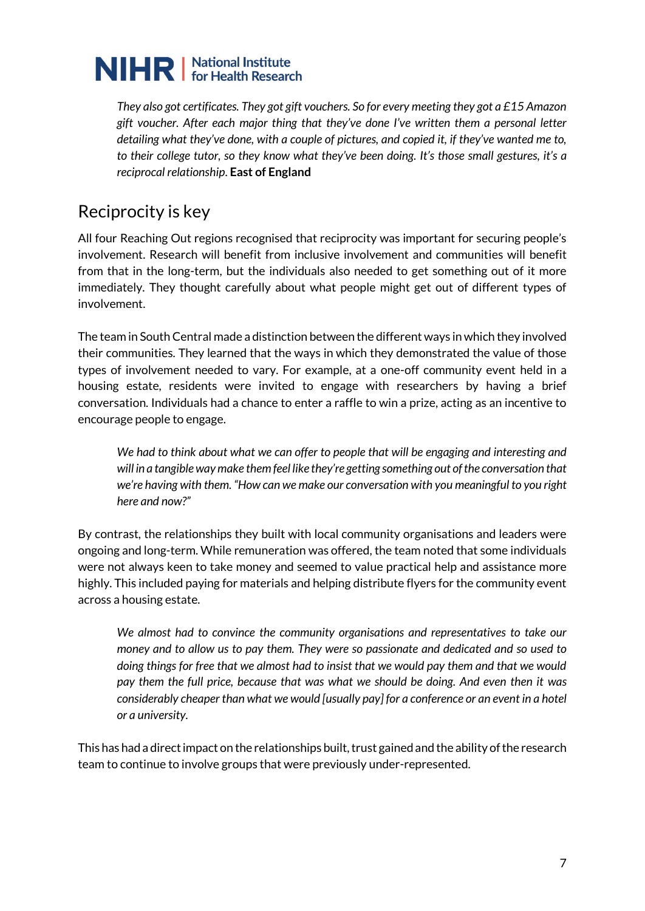*They also got certificates. They got gift vouchers. So for every meeting they got a £15 Amazon gift voucher. After each major thing that they've done I've written them a personal letter detailing what they've done, with a couple of pictures, and copied it, if they've wanted me to, to their college tutor, so they know what they've been doing. It's those small gestures, it's a reciprocal relationship.* **East of England**

## Reciprocity is key

All four Reaching Out regions recognised that reciprocity was important for securing people's involvement. Research will benefit from inclusive involvement and communities will benefit from that in the long-term, but the individuals also needed to get something out of it more immediately. They thought carefully about what people might get out of different types of involvement.

The team in South Central made a distinction between the different ways in which they involved their communities. They learned that the ways in which they demonstrated the value of those types of involvement needed to vary. For example, at a one-off community event held in a housing estate, residents were invited to engage with researchers by having a brief conversation. Individuals had a chance to enter a raffle to win a prize, acting as an incentive to encourage people to engage.

*We had to think about what we can offer to people that will be engaging and interesting and will in a tangible way make them feel like they're getting something out of the conversation that we're having with them. "How can we make our conversation with you meaningful to you right here and now?"*

By contrast, the relationships they built with local community organisations and leaders were ongoing and long-term. While remuneration was offered, the team noted that some individuals were not always keen to take money and seemed to value practical help and assistance more highly. This included paying for materials and helping distribute flyers for the community event across a housing estate.

*We almost had to convince the community organisations and representatives to take our money and to allow us to pay them. They were so passionate and dedicated and so used to doing things for free that we almost had to insist that we would pay them and that we would pay them the full price, because that was what we should be doing. And even then it was considerably cheaper than what we would [usually pay] for a conference or an event in a hotel or a university.*

This has had a direct impact on the relationships built, trust gained and the ability of the research team to continue to involve groups that were previously under-represented.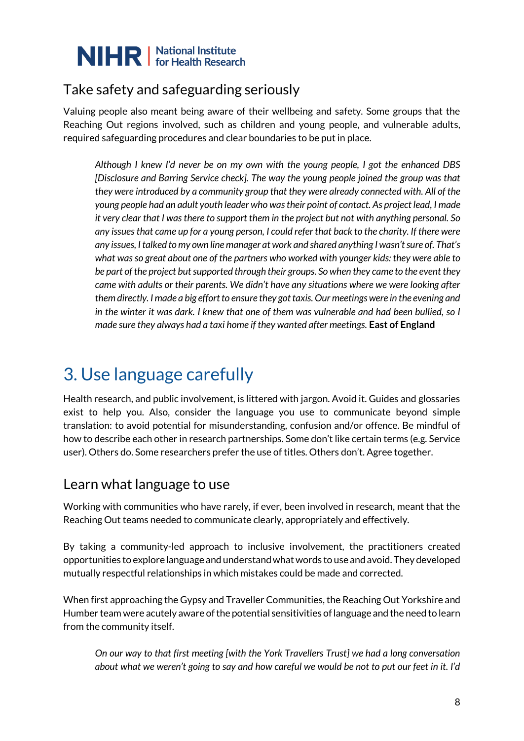## Take safety and safeguarding seriously

Valuing people also meant being aware of their wellbeing and safety. Some groups that the Reaching Out regions involved, such as children and young people, and vulnerable adults, required safeguarding procedures and clear boundaries to be put in place.

> *Although I knew I'd never be on my own with the young people, I got the enhanced DBS [Disclosure and Barring Service check]. The way the young people joined the group was that they were introduced by a community group that they were already connected with. All of the young people had an adult youth leader who was their point of contact. As project lead, I made it very clear that I was there to support them in the project but not with anything personal. So any issues that came up for a young person, I could refer that back to the charity. If there were any issues, I talked to my own line manager at work and shared anything I wasn't sure of. That's what was so great about one of the partners who worked with younger kids: they were able to be part of the project but supported through their groups. So when they came to the event they came with adults or their parents. We didn't have any situations where we were looking after them directly. I made a big effort to ensure they got taxis. Our meetings were in the evening and in the winter it was dark. I knew that one of them was vulnerable and had been bullied, so I made sure they always had a taxi home if they wanted after meetings.* **East of England**

# 3. Use language carefully

Health research, and public involvement, is littered with jargon. Avoid it. Guides and glossaries exist to help you. Also, consider the language you use to communicate beyond simple translation: to avoid potential for misunderstanding, confusion and/or offence. Be mindful of how to describe each other in research partnerships. Some don't like certain terms (e.g. Service user). Others do. Some researchers prefer the use of titles. Others don't. Agree together.

## Learn what language to use

Working with communities who have rarely, if ever, been involved in research, meant that the Reaching Out teams needed to communicate clearly, appropriately and effectively.

By taking a community-led approach to inclusive involvement, the practitioners created opportunities to explore language and understand what words to use and avoid. They developed mutually respectful relationships in which mistakes could be made and corrected.

When first approaching the Gypsy and Traveller Communities, the Reaching Out Yorkshire and Humber team were acutely aware of the potential sensitivities of language and the need to learn from the community itself.

> *On our way to that first meeting [with the York Travellers Trust] we had a long conversation about what we weren't going to say and how careful we would be not to put our feet in it. I'd*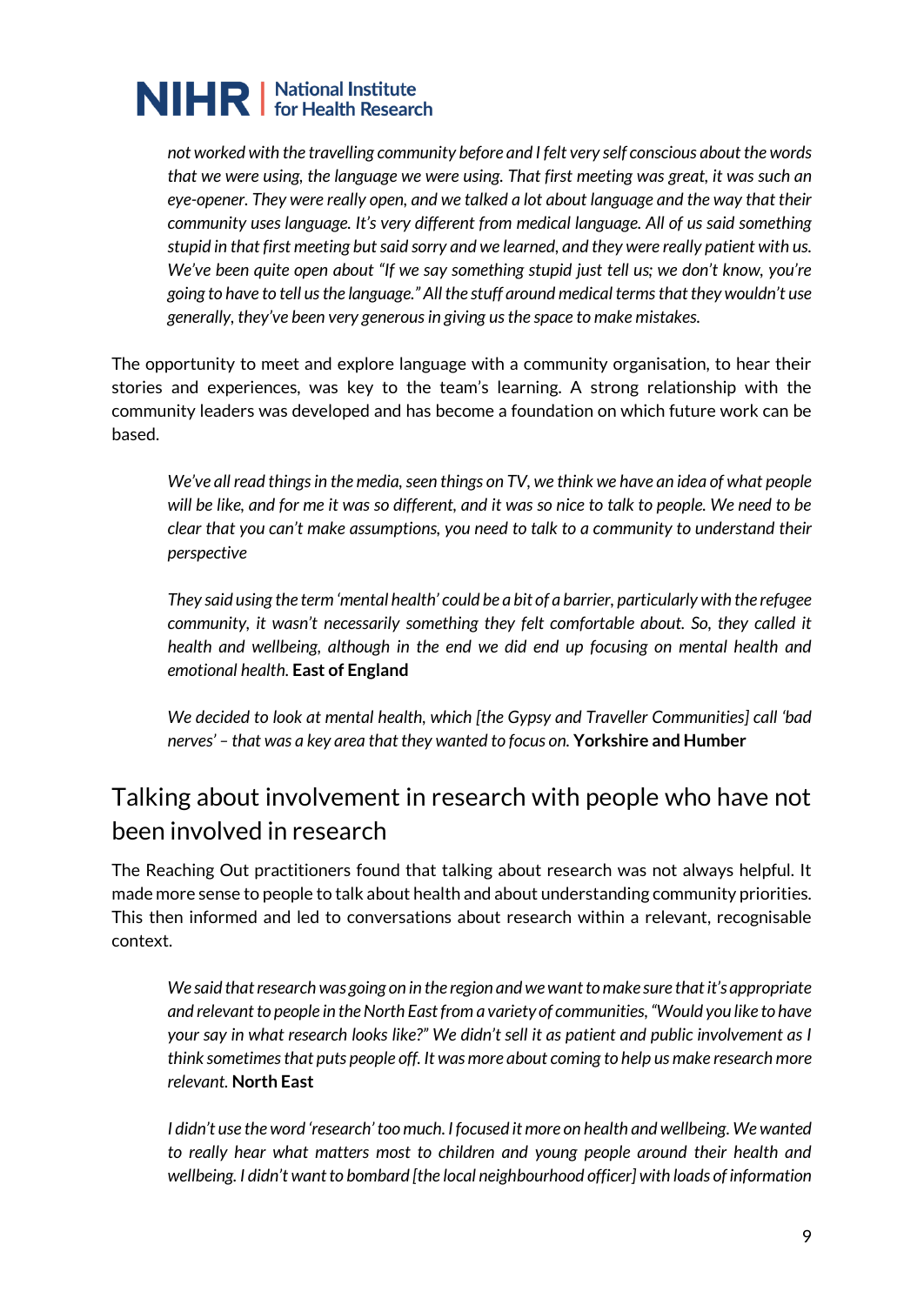*not worked with the travelling community before and I felt very self conscious about the words that we were using, the language we were using. That first meeting was great, it was such an eye-opener. They were really open, and we talked a lot about language and the way that their community uses language. It's very different from medical language. All of us said something stupid in that first meeting but said sorry and we learned, and they were really patient with us. We've been quite open about "If we say something stupid just tell us; we don't know, you're going to have to tell us the language." All the stuff around medical terms that they wouldn't use generally, they've been very generous in giving us the space to make mistakes.*

The opportunity to meet and explore language with a community organisation, to hear their stories and experiences, was key to the team's learning. A strong relationship with the community leaders was developed and has become a foundation on which future work can be based.

> *We've all read things in the media, seen things on TV, we think we have an idea of what people will be like, and for me it was so different, and it was so nice to talk to people. We need to be clear that you can't make assumptions, you need to talk to a community to understand their perspective*

> *They said using the term 'mental health' could be a bit of a barrier, particularly with the refugee community, it wasn't necessarily something they felt comfortable about. So, they called it health and wellbeing, although in the end we did end up focusing on mental health and emotional health.* **East of England**

> *We decided to look at mental health, which [the Gypsy and Traveller Communities] call 'bad nerves' – that was a key area that they wanted to focus on.* **Yorkshire and Humber**

## Talking about involvement in research with people who have not been involved in research

The Reaching Out practitioners found that talking about research was not always helpful. It made more sense to people to talk about health and about understanding community priorities. This then informed and led to conversations about research within a relevant, recognisable context.

> *We said that research was going on in the region and we want to make sure that it's appropriate and relevant to people in the North East from a variety of communities, "Would you like to have your say in what research looks like?" We didn't sell it as patient and public involvement as I think sometimes that puts people off. It was more about coming to help us make research more relevant.* **North East**

> *I didn't use the word 'research' too much. I focused it more on health and wellbeing. We wanted to really hear what matters most to children and young people around their health and wellbeing. I didn't want to bombard [the local neighbourhood officer] with loads of information*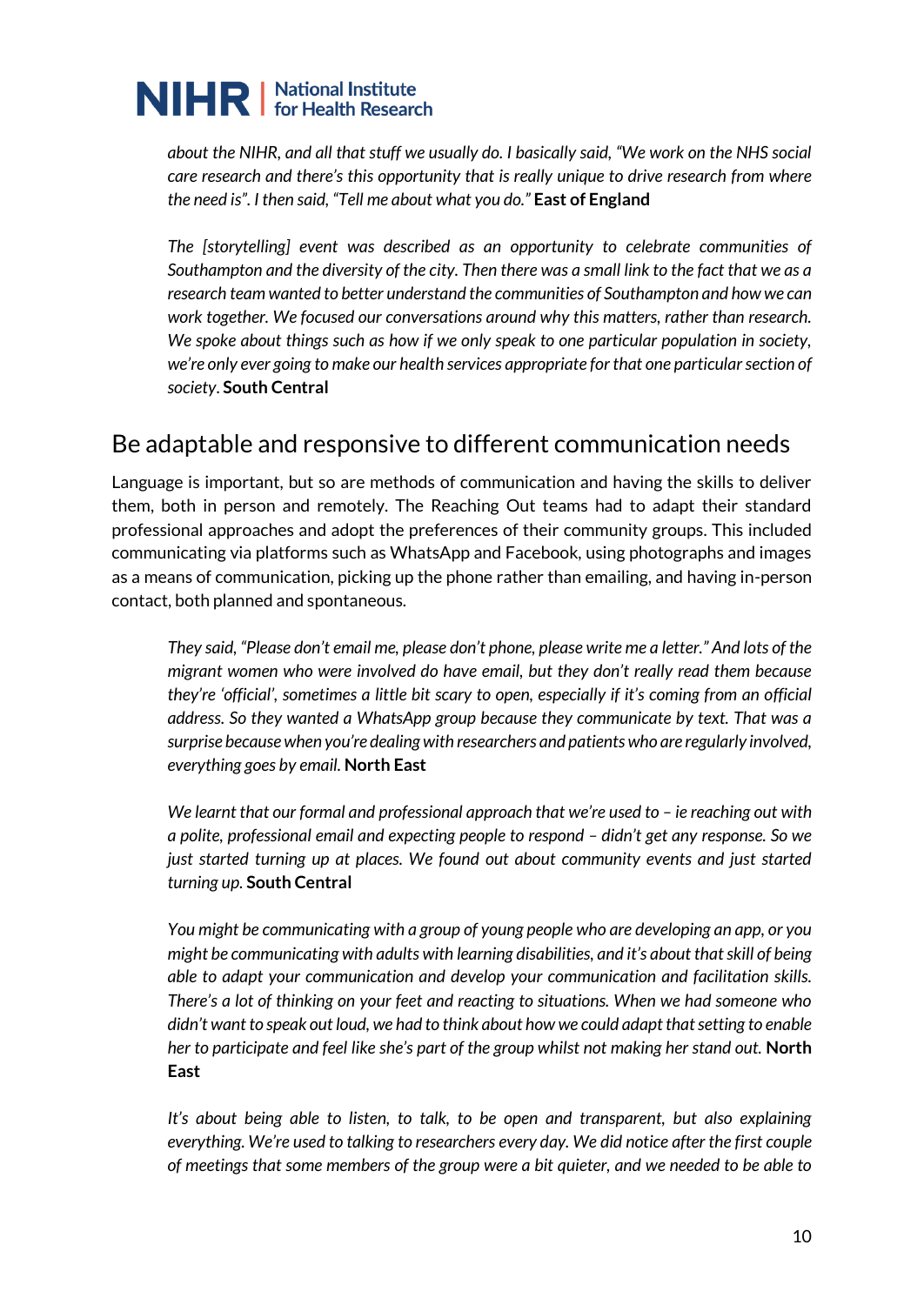*about the NIHR, and all that stuff we usually do. I basically said, "We work on the NHS social care research and there's this opportunity that is really unique to drive research from where the need is". I then said, "Tell me about what you do."* **East of England**

*The [storytelling] event was described as an opportunity to celebrate communities of Southampton and the diversity of the city. Then there was a small link to the fact that we as a research team wanted to better understand the communities of Southampton and how we can work together. We focused our conversations around why this matters, rather than research. We spoke about things such as how if we only speak to one particular population in society, we're only ever going to make our health services appropriate for that one particular section of society.* **South Central**

## Be adaptable and responsive to different communication needs

Language is important, but so are methods of communication and having the skills to deliver them, both in person and remotely. The Reaching Out teams had to adapt their standard professional approaches and adopt the preferences of their community groups. This included communicating via platforms such as WhatsApp and Facebook, using photographs and images as a means of communication, picking up the phone rather than emailing, and having in-person contact, both planned and spontaneous.

*They said, "Please don't email me, please don't phone, please write me a letter." And lots of the migrant women who were involved do have email, but they don't really read them because they're 'official', sometimes a little bit scary to open, especially if it's coming from an official address. So they wanted a WhatsApp group because they communicate by text. That was a surprise because when you're dealing with researchers and patients who are regularly involved, everything goes by email.* **North East**

*We learnt that our formal and professional approach that we're used to – ie reaching out with a polite, professional email and expecting people to respond – didn't get any response. So we just started turning up at places. We found out about community events and just started turning up.* **South Central**

*You might be communicating with a group of young people who are developing an app, or you might be communicating with adults with learning disabilities, and it's about that skill of being able to adapt your communication and develop your communication and facilitation skills. There's a lot of thinking on your feet and reacting to situations. When we had someone who didn't want to speak out loud, we had to think about how we could adapt that setting to enable her to participate and feel like she's part of the group whilst not making her stand out.* **North East**

*It's about being able to listen, to talk, to be open and transparent, but also explaining everything. We're used to talking to researchers every day. We did notice after the first couple of meetings that some members of the group were a bit quieter, and we needed to be able to*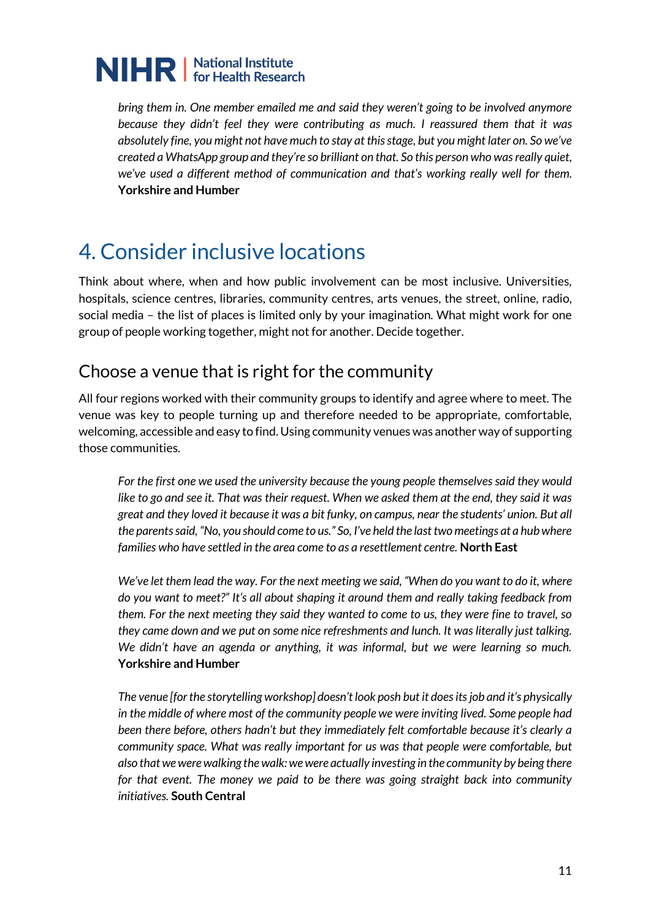*bring them in. One member emailed me and said they weren't going to be involved anymore because they didn't feel they were contributing as much. I reassured them that it was absolutely fine, you might not have much to stay at this stage, but you might later on. So we've created a WhatsApp group and they're so brilliant on that. So this person who was really quiet, we've used a different method of communication and that's working really well for them.* **Yorkshire and Humber**

# 4. Consider inclusive locations

Think about where, when and how public involvement can be most inclusive. Universities, hospitals, science centres, libraries, community centres, arts venues, the street, online, radio, social media – the list of places is limited only by your imagination. What might work for one group of people working together, might not for another. Decide together.

## Choose a venue that is right for the community

All four regions worked with their community groups to identify and agree where to meet. The venue was key to people turning up and therefore needed to be appropriate, comfortable, welcoming, accessible and easy to find. Using community venues was another way of supporting those communities.

*For the first one we used the university because the young people themselves said they would like to go and see it. That was their request. When we asked them at the end, they said it was great and they loved it because it was a bit funky, on campus, near the students' union. But all the parents said, "No, you should come to us." So, I've held the last two meetings at a hub where families who have settled in the area come to as a resettlement centre.* **North East**

*We've let them lead the way. For the next meeting we said, "When do you want to do it, where do you want to meet?" It's all about shaping it around them and really taking feedback from them. For the next meeting they said they wanted to come to us, they were fine to travel, so they came down and we put on some nice refreshments and lunch. It was literally just talking. We didn't have an agenda or anything, it was informal, but we were learning so much.* **Yorkshire and Humber**

*The venue [for the storytelling workshop] doesn't look posh but it does its job and it's physically in the middle of where most of the community people we were inviting lived. Some people had been there before, others hadn't but they immediately felt comfortable because it's clearly a community space. What was really important for us was that people were comfortable, but also that we were walking the walk: we were actually investing in the community by being there for that event. The money we paid to be there was going straight back into community initiatives.* **South Central**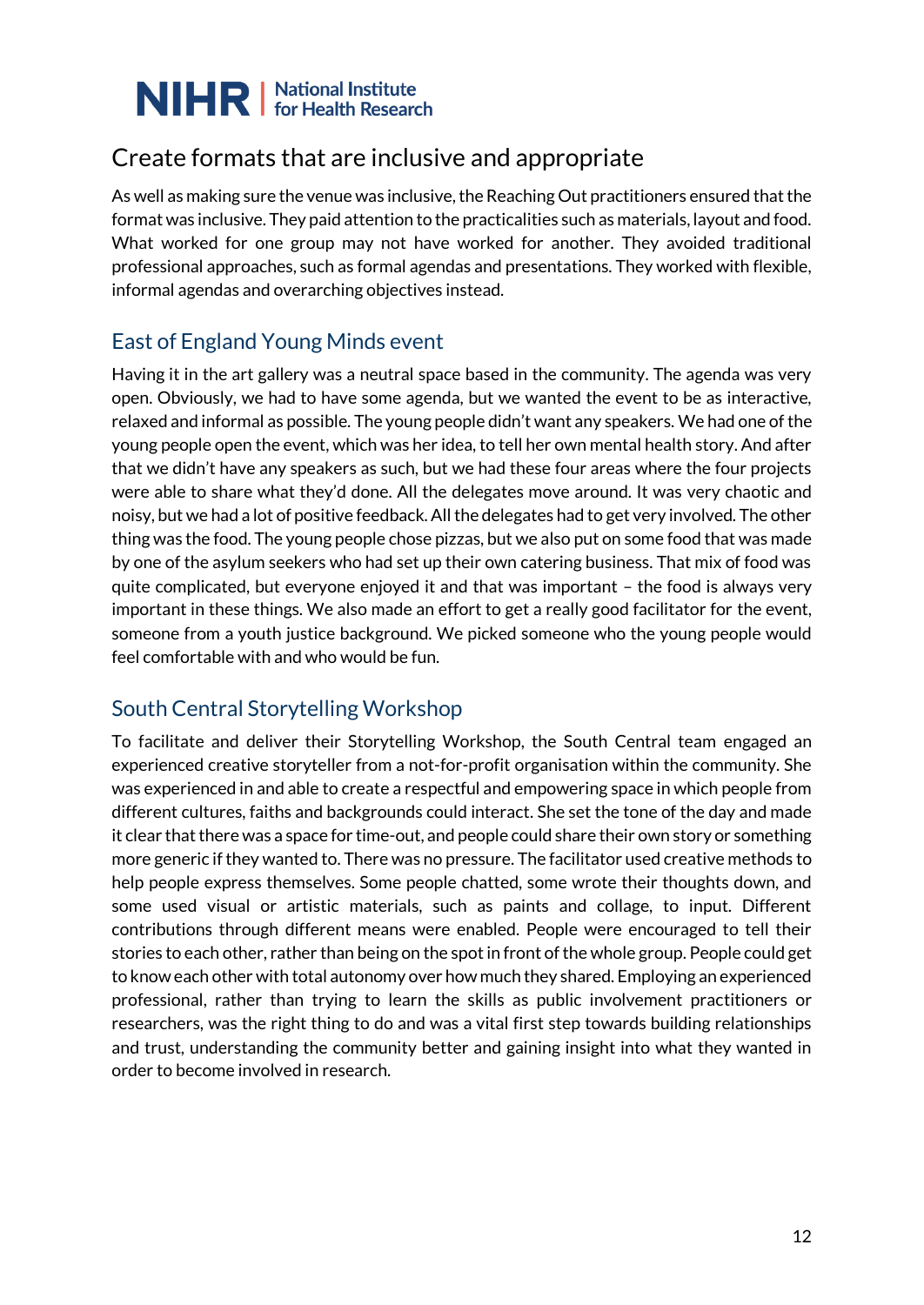## Create formats that are inclusive and appropriate

As well as making sure the venue was inclusive, the Reaching Out practitioners ensured that the format was inclusive. They paid attention to the practicalities such as materials, layout and food. What worked for one group may not have worked for another. They avoided traditional professional approaches, such as formal agendas and presentations. They worked with flexible, informal agendas and overarching objectives instead.

### East of England Young Minds event

Having it in the art gallery was a neutral space based in the community. The agenda was very open. Obviously, we had to have some agenda, but we wanted the event to be as interactive, relaxed and informal as possible. The young people didn't want any speakers. We had one of the young people open the event, which was her idea, to tell her own mental health story. And after that we didn't have any speakers as such, but we had these four areas where the four projects were able to share what they'd done. All the delegates move around. It was very chaotic and noisy, but we had a lot of positive feedback. All the delegates had to get very involved. The other thing was the food. The young people chose pizzas, but we also put on some food that was made by one of the asylum seekers who had set up their own catering business. That mix of food was quite complicated, but everyone enjoyed it and that was important – the food is always very important in these things. We also made an effort to get a really good facilitator for the event, someone from a youth justice background. We picked someone who the young people would feel comfortable with and who would be fun.

### South Central Storytelling Workshop

To facilitate and deliver their Storytelling Workshop, the South Central team engaged an experienced creative storyteller from a not-for-profit organisation within the community. She was experienced in and able to create a respectful and empowering space in which people from different cultures, faiths and backgrounds could interact. She set the tone of the day and made it clear that there was a space for time-out, and people could share their own story or something more generic if they wanted to. There was no pressure. The facilitator used creative methods to help people express themselves. Some people chatted, some wrote their thoughts down, and some used visual or artistic materials, such as paints and collage, to input. Different contributions through different means were enabled. People were encouraged to tell their stories to each other, rather than being on the spot in front of the whole group. People could get to know each other with total autonomy over how much they shared. Employing an experienced professional, rather than trying to learn the skills as public involvement practitioners or researchers, was the right thing to do and was a vital first step towards building relationships and trust, understanding the community better and gaining insight into what they wanted in order to become involved in research.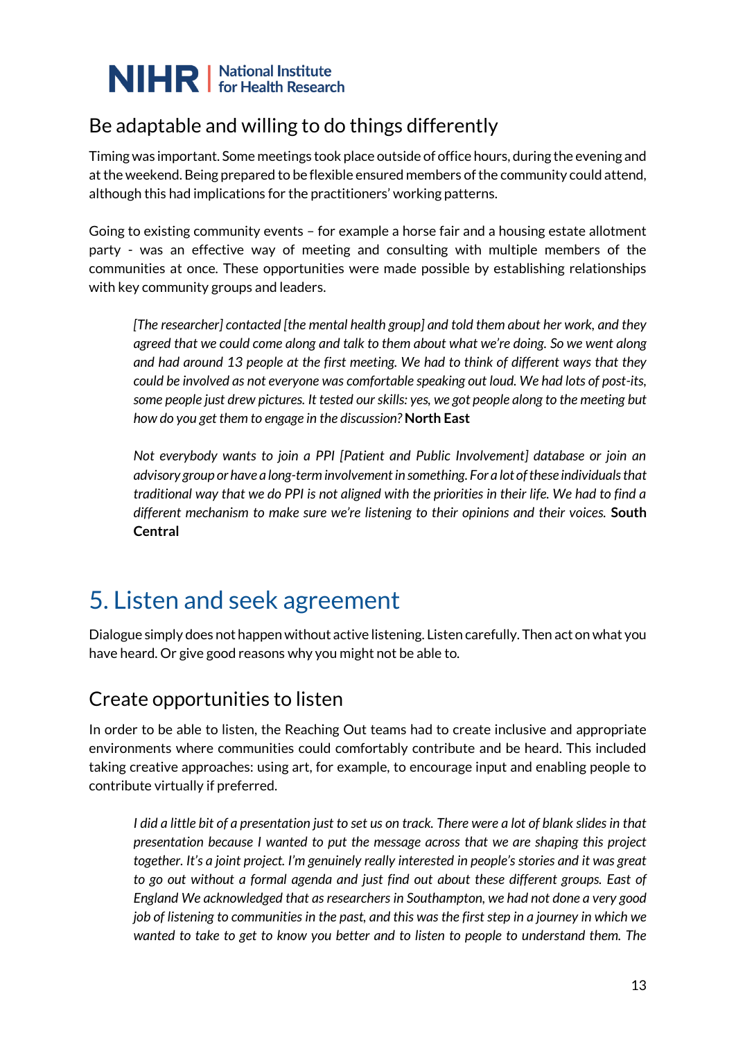## Be adaptable and willing to do things differently

Timing was important. Some meetings took place outside of office hours, during the evening and at the weekend. Being prepared to be flexible ensured members of the community could attend, although this had implications for the practitioners' working patterns.

Going to existing community events – for example a horse fair and a housing estate allotment party - was an effective way of meeting and consulting with multiple members of the communities at once. These opportunities were made possible by establishing relationships with key community groups and leaders.

> *[The researcher] contacted [the mental health group] and told them about her work, and they agreed that we could come along and talk to them about what we're doing. So we went along and had around 13 people at the first meeting. We had to think of different ways that they could be involved as not everyone was comfortable speaking out loud. We had lots of post-its, some people just drew pictures. It tested our skills: yes, we got people along to the meeting but how do you get them to engage in the discussion?* **North East**

> *Not everybody wants to join a PPI [Patient and Public Involvement] database or join an advisory group or have a long-term involvement in something. For a lot of these individuals that traditional way that we do PPI is not aligned with the priorities in their life. We had to find a different mechanism to make sure we're listening to their opinions and their voices.* **South Central**

# 5. Listen and seek agreement

Dialogue simply does not happen without active listening. Listen carefully. Then act on what you have heard. Or give good reasons why you might not be able to.

## Create opportunities to listen

In order to be able to listen, the Reaching Out teams had to create inclusive and appropriate environments where communities could comfortably contribute and be heard. This included taking creative approaches: using art, for example, to encourage input and enabling people to contribute virtually if preferred.

> *I did a little bit of a presentation just to set us on track. There were a lot of blank slides in that presentation because I wanted to put the message across that we are shaping this project together. It's a joint project. I'm genuinely really interested in people's stories and it was great to go out without a formal agenda and just find out about these different groups. East of England We acknowledged that as researchers in Southampton, we had not done a very good job of listening to communities in the past, and this was the first step in a journey in which we wanted to take to get to know you better and to listen to people to understand them. The*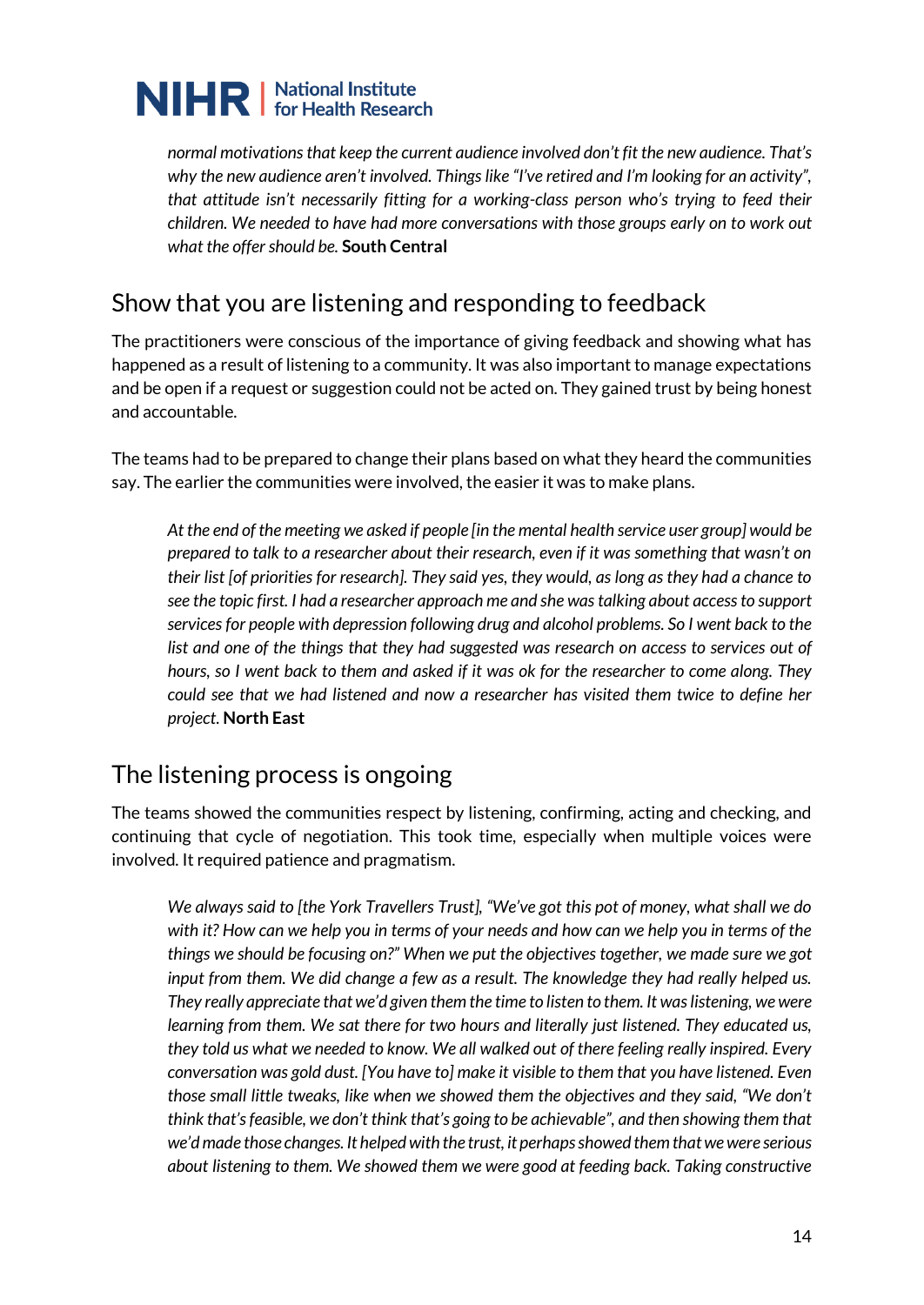*normal motivations that keep the current audience involved don't fit the new audience. That's why the new audience aren't involved. Things like "I've retired and I'm looking for an activity", that attitude isn't necessarily fitting for a working-class person who's trying to feed their children. We needed to have had more conversations with those groups early on to work out what the offer should be.* **South Central**

## Show that you are listening and responding to feedback

The practitioners were conscious of the importance of giving feedback and showing what has happened as a result of listening to a community. It was also important to manage expectations and be open if a request or suggestion could not be acted on. They gained trust by being honest and accountable.

The teams had to be prepared to change their plans based on what they heard the communities say. The earlier the communities were involved, the easier it was to make plans.

> *At the end of the meeting we asked if people [in the mental health service user group] would be prepared to talk to a researcher about their research, even if it was something that wasn't on their list [of priorities for research]. They said yes, they would, as long as they had a chance to see the topic first. I had a researcher approach me and she was talking about access to support services for people with depression following drug and alcohol problems. So I went back to the list and one of the things that they had suggested was research on access to services out of hours, so I went back to them and asked if it was ok for the researcher to come along. They could see that we had listened and now a researcher has visited them twice to define her project.* **North East**

## The listening process is ongoing

The teams showed the communities respect by listening, confirming, acting and checking, and continuing that cycle of negotiation. This took time, especially when multiple voices were involved. It required patience and pragmatism.

> *We always said to [the York Travellers Trust], "We've got this pot of money, what shall we do with it? How can we help you in terms of your needs and how can we help you in terms of the things we should be focusing on?" When we put the objectives together, we made sure we got input from them. We did change a few as a result. The knowledge they had really helped us. They really appreciate that we'd given them the time to listen to them. It was listening, we were learning from them. We sat there for two hours and literally just listened. They educated us, they told us what we needed to know. We all walked out of there feeling really inspired. Every conversation was gold dust. [You have to] make it visible to them that you have listened. Even those small little tweaks, like when we showed them the objectives and they said, "We don't think that's feasible, we don't think that's going to be achievable", and then showing them that we'd made those changes. It helped with the trust, it perhaps showed them that we were serious about listening to them. We showed them we were good at feeding back. Taking constructive*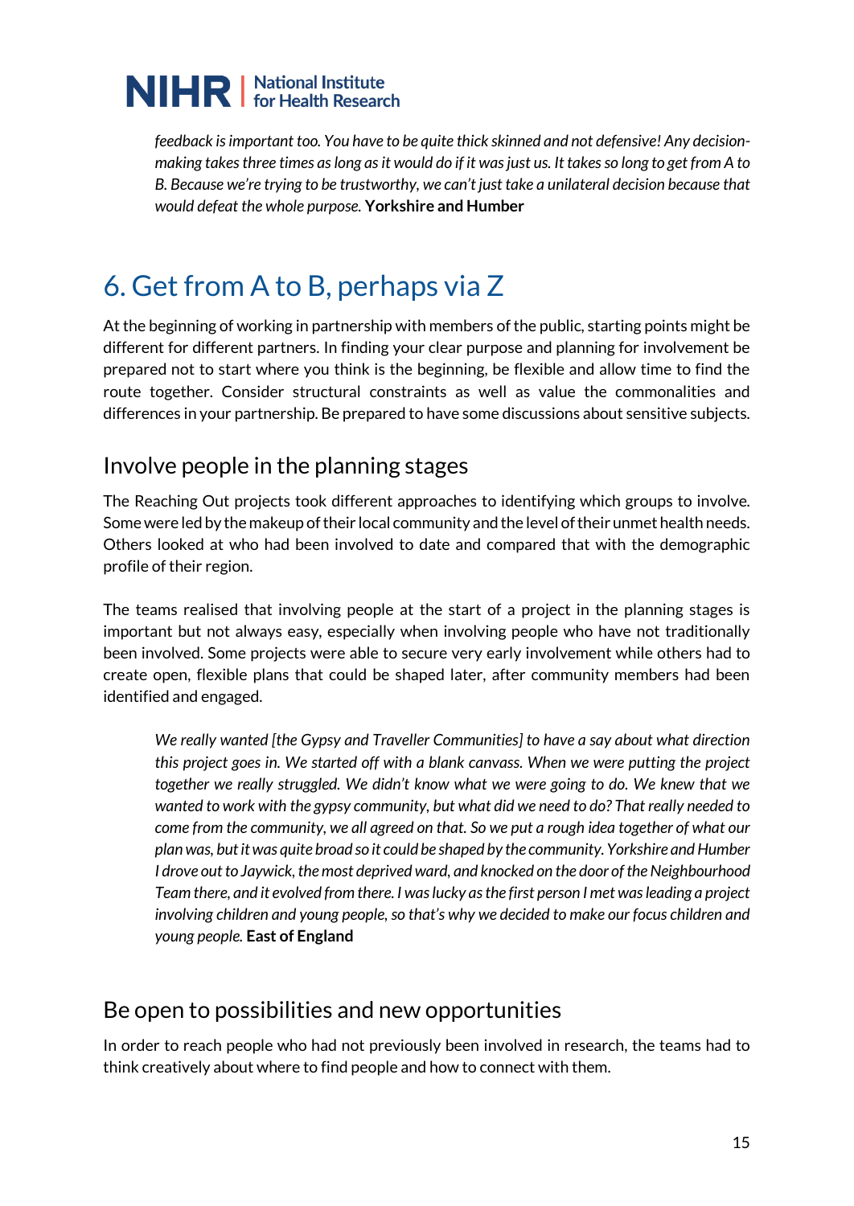*feedback is important too. You have to be quite thick skinned and not defensive! Any decision-making takes three times as long as it would do if it was just us. It takes so long to get from A to B. Because we're trying to be trustworthy, we can't just take a unilateral decision because that would defeat the whole purpose.* **Yorkshire and Humber**

# 6. Get from A to B, perhaps via Z

At the beginning of working in partnership with members of the public, starting points might be different for different partners. In finding your clear purpose and planning for involvement be prepared not to start where you think is the beginning, be flexible and allow time to find the route together. Consider structural constraints as well as value the commonalities and differences in your partnership. Be prepared to have some discussions about sensitive subjects.

## Involve people in the planning stages

The Reaching Out projects took different approaches to identifying which groups to involve. Some were led by the makeup of their local community and the level of their unmet health needs. Others looked at who had been involved to date and compared that with the demographic profile of their region.

The teams realised that involving people at the start of a project in the planning stages is important but not always easy, especially when involving people who have not traditionally been involved. Some projects were able to secure very early involvement while others had to create open, flexible plans that could be shaped later, after community members had been identified and engaged.

> *We really wanted [the Gypsy and Traveller Communities] to have a say about what direction this project goes in. We started off with a blank canvass. When we were putting the project together we really struggled. We didn't know what we were going to do. We knew that we wanted to work with the gypsy community, but what did we need to do? That really needed to come from the community, we all agreed on that. So we put a rough idea together of what our plan was, but it was quite broad so it could be shaped by the community. Yorkshire and Humber I drove out to Jaywick, the most deprived ward, and knocked on the door of the Neighbourhood Team there, and it evolved from there. I was lucky as the first person I met was leading a project involving children and young people, so that's why we decided to make our focus children and young people.* **East of England**

## Be open to possibilities and new opportunities

In order to reach people who had not previously been involved in research, the teams had to think creatively about where to find people and how to connect with them.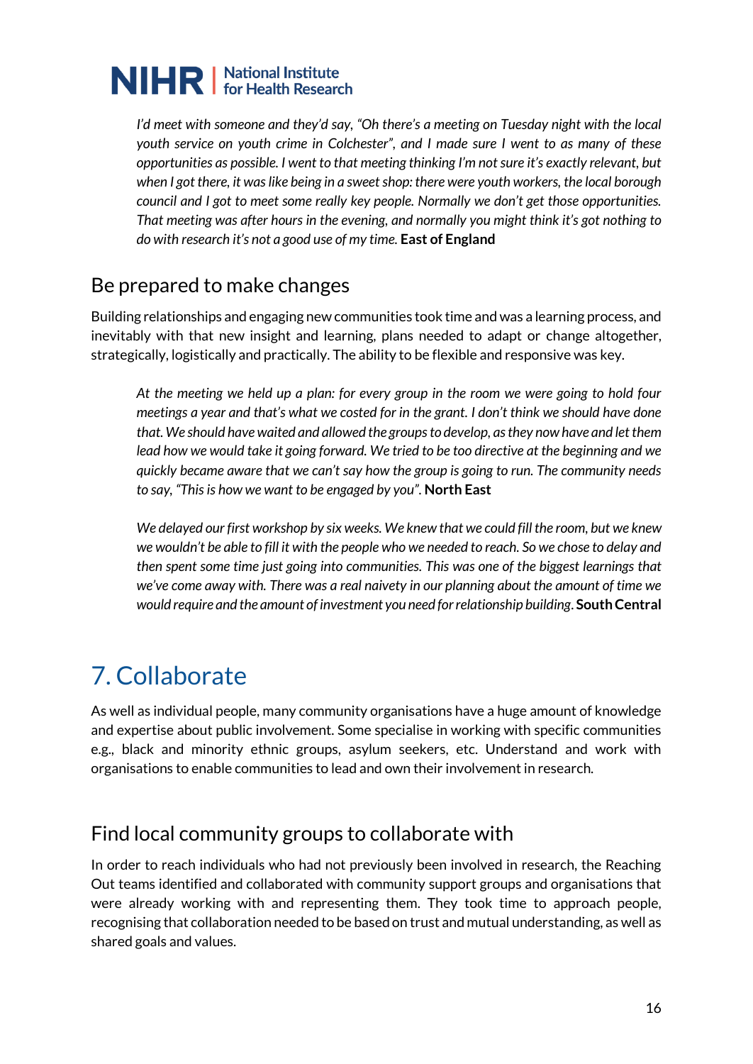*I'd meet with someone and they'd say, "Oh there's a meeting on Tuesday night with the local youth service on youth crime in Colchester", and I made sure I went to as many of these opportunities as possible. I went to that meeting thinking I'm not sure it's exactly relevant, but when I got there, it was like being in a sweet shop: there were youth workers, the local borough council and I got to meet some really key people. Normally we don't get those opportunities. That meeting was after hours in the evening, and normally you might think it's got nothing to do with research it's not a good use of my time.* **East of England**

## Be prepared to make changes

Building relationships and engaging new communities took time and was a learning process, and inevitably with that new insight and learning, plans needed to adapt or change altogether, strategically, logistically and practically. The ability to be flexible and responsive was key.

*At the meeting we held up a plan: for every group in the room we were going to hold four meetings a year and that's what we costed for in the grant. I don't think we should have done that. We should have waited and allowed the groups to develop, as they now have and let them lead how we would take it going forward. We tried to be too directive at the beginning and we quickly became aware that we can't say how the group is going to run. The community needs to say, "This is how we want to be engaged by you".* **North East**

*We delayed our first workshop by six weeks. We knew that we could fill the room, but we knew we wouldn't be able to fill it with the people who we needed to reach. So we chose to delay and then spent some time just going into communities. This was one of the biggest learnings that we've come away with. There was a real naivety in our planning about the amount of time we would require and the amount of investment you need for relationship building.* **South Central**

# 7. Collaborate

As well as individual people, many community organisations have a huge amount of knowledge and expertise about public involvement. Some specialise in working with specific communities e.g., black and minority ethnic groups, asylum seekers, etc. Understand and work with organisations to enable communities to lead and own their involvement in research.

## Find local community groups to collaborate with

In order to reach individuals who had not previously been involved in research, the Reaching Out teams identified and collaborated with community support groups and organisations that were already working with and representing them. They took time to approach people, recognising that collaboration needed to be based on trust and mutual understanding, as well as shared goals and values.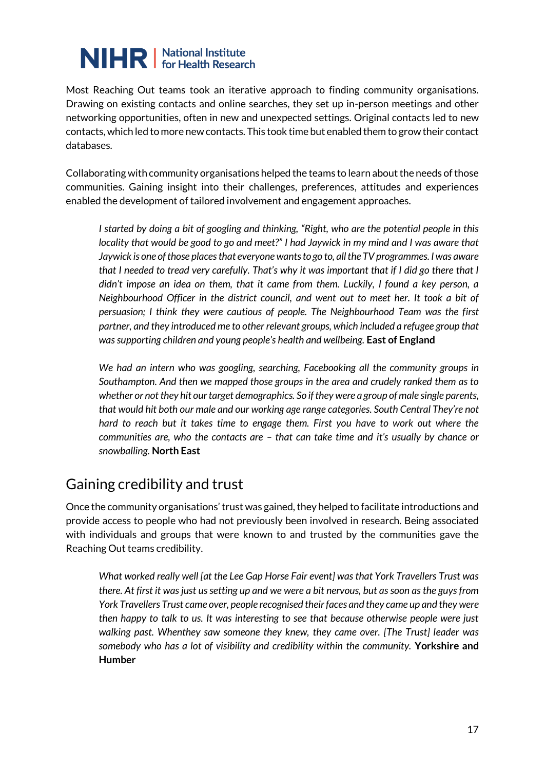Most Reaching Out teams took an iterative approach to finding community organisations. Drawing on existing contacts and online searches, they set up in-person meetings and other networking opportunities, often in new and unexpected settings. Original contacts led to new contacts, which led to more new contacts. This took time but enabled them to grow their contact databases.

Collaborating with community organisations helped the teams to learn about the needs of those communities. Gaining insight into their challenges, preferences, attitudes and experiences enabled the development of tailored involvement and engagement approaches.

> *I started by doing a bit of googling and thinking, "Right, who are the potential people in this locality that would be good to go and meet?" I had Jaywick in my mind and I was aware that Jaywick is one of those places that everyone wants to go to, all the TV programmes. I was aware that I needed to tread very carefully. That's why it was important that if I did go there that I didn't impose an idea on them, that it came from them. Luckily, I found a key person, a Neighbourhood Officer in the district council, and went out to meet her. It took a bit of persuasion; I think they were cautious of people. The Neighbourhood Team was the first partner, and they introduced me to other relevant groups, which included a refugee group that was supporting children and young people's health and wellbeing.* **East of England**

> *We had an intern who was googling, searching, Facebooking all the community groups in Southampton. And then we mapped those groups in the area and crudely ranked them as to whether or not they hit our target demographics. So if they were a group of male single parents, that would hit both our male and our working age range categories. South Central They're not hard to reach but it takes time to engage them. First you have to work out where the communities are, who the contacts are – that can take time and it's usually by chance or snowballing.* **North East**

## Gaining credibility and trust

Once the community organisations' trust was gained, they helped to facilitate introductions and provide access to people who had not previously been involved in research. Being associated with individuals and groups that were known to and trusted by the communities gave the Reaching Out teams credibility.

> *What worked really well [at the Lee Gap Horse Fair event] was that York Travellers Trust was there. At first it was just us setting up and we were a bit nervous, but as soon as the guys from York Travellers Trust came over, people recognised their faces and they came up and they were then happy to talk to us. It was interesting to see that because otherwise people were just walking past. Whenthey saw someone they knew, they came over. [The Trust] leader was somebody who has a lot of visibility and credibility within the community.* **Yorkshire and Humber**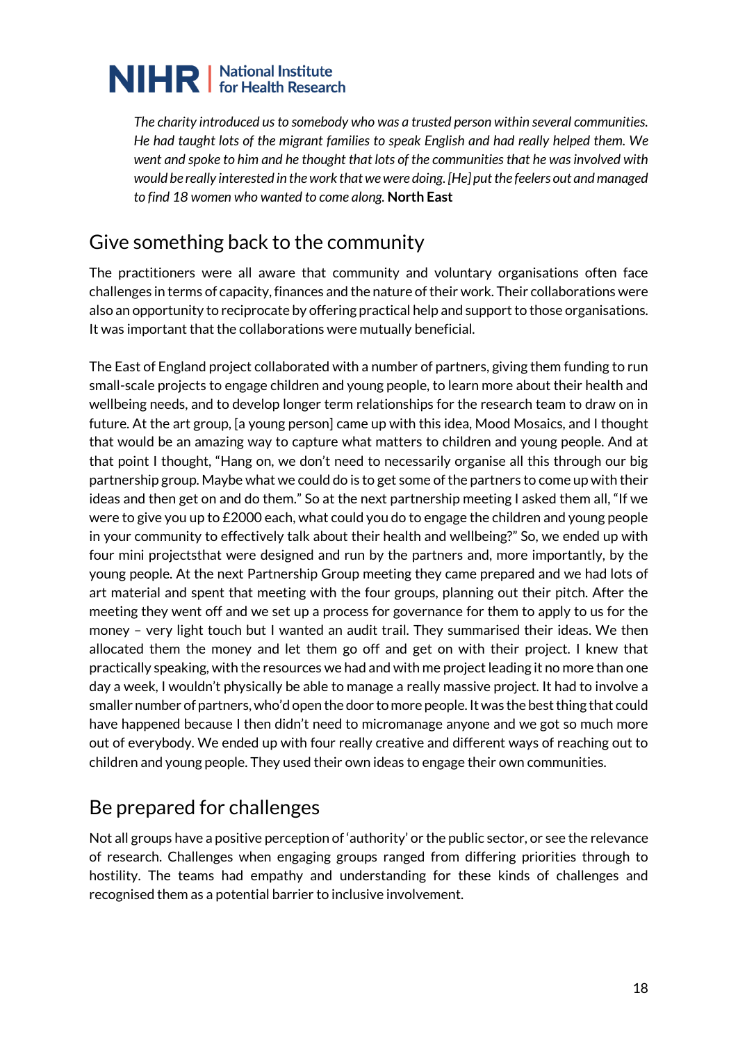*The charity introduced us to somebody who was a trusted person within several communities. He had taught lots of the migrant families to speak English and had really helped them. We went and spoke to him and he thought that lots of the communities that he was involved with would be really interested in the work that we were doing. [He] put the feelers out and managed to find 18 women who wanted to come along.* **North East**

## Give something back to the community

The practitioners were all aware that community and voluntary organisations often face challenges in terms of capacity, finances and the nature of their work. Their collaborations were also an opportunity to reciprocate by offering practical help and support to those organisations. It was important that the collaborations were mutually beneficial.

The East of England project collaborated with a number of partners, giving them funding to run small-scale projects to engage children and young people, to learn more about their health and wellbeing needs, and to develop longer term relationships for the research team to draw on in future. At the art group, [a young person] came up with this idea, Mood Mosaics, and I thought that would be an amazing way to capture what matters to children and young people. And at that point I thought, "Hang on, we don't need to necessarily organise all this through our big partnership group. Maybe what we could do is to get some of the partners to come up with their ideas and then get on and do them." So at the next partnership meeting I asked them all, "If we were to give you up to £2000 each, what could you do to engage the children and young people in your community to effectively talk about their health and wellbeing?" So, we ended up with four mini projectsthat were designed and run by the partners and, more importantly, by the young people. At the next Partnership Group meeting they came prepared and we had lots of art material and spent that meeting with the four groups, planning out their pitch. After the meeting they went off and we set up a process for governance for them to apply to us for the money – very light touch but I wanted an audit trail. They summarised their ideas. We then allocated them the money and let them go off and get on with their project. I knew that practically speaking, with the resources we had and with me project leading it no more than one day a week, I wouldn't physically be able to manage a really massive project. It had to involve a smaller number of partners, who'd open the door to more people. It was the best thing that could have happened because I then didn't need to micromanage anyone and we got so much more out of everybody. We ended up with four really creative and different ways of reaching out to children and young people. They used their own ideas to engage their own communities.

## Be prepared for challenges

Not all groups have a positive perception of 'authority' or the public sector, or see the relevance of research. Challenges when engaging groups ranged from differing priorities through to hostility. The teams had empathy and understanding for these kinds of challenges and recognised them as a potential barrier to inclusive involvement.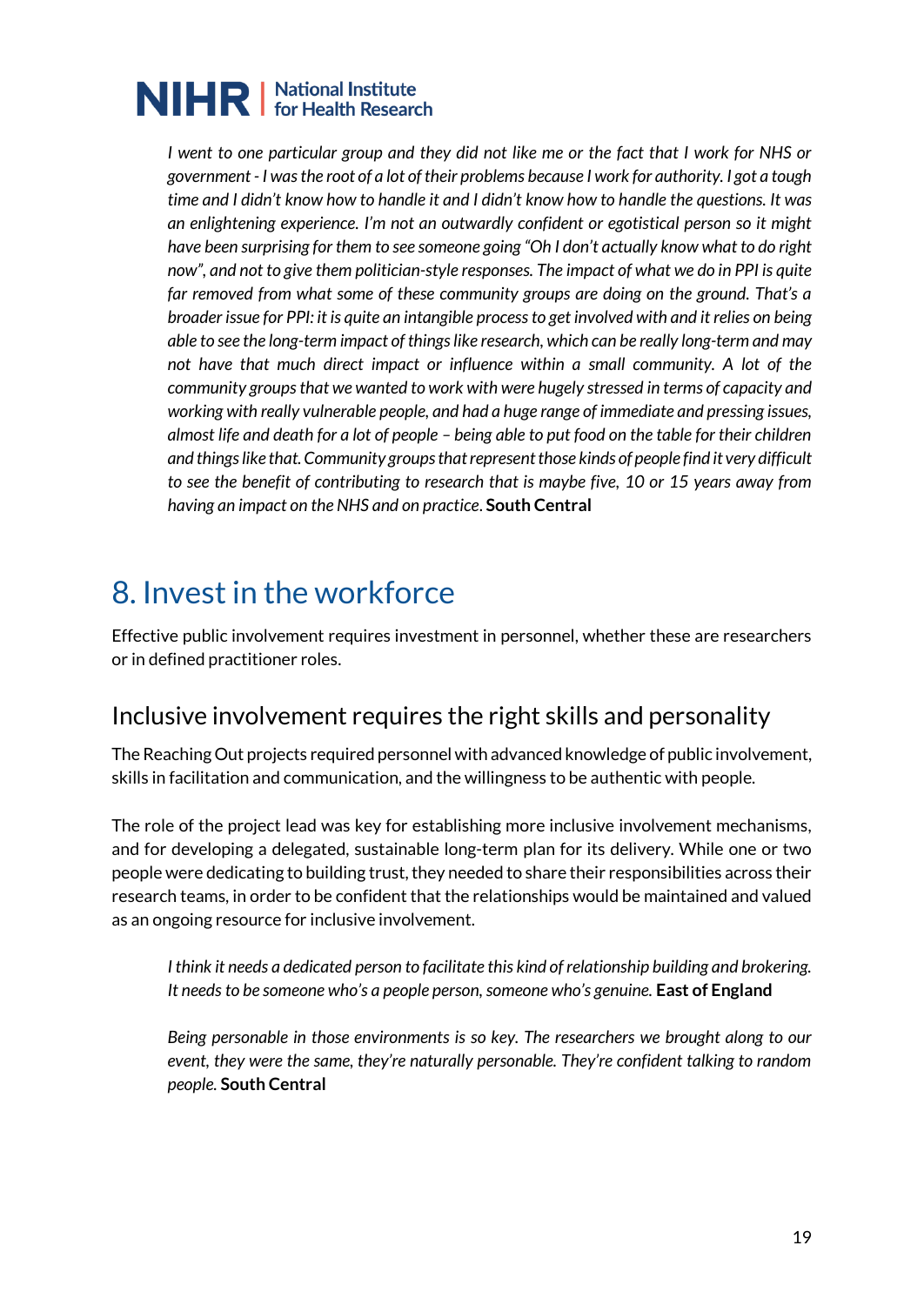*I went to one particular group and they did not like me or the fact that I work for NHS or government - I was the root of a lot of their problems because I work for authority. I got a tough time and I didn't know how to handle it and I didn't know how to handle the questions. It was an enlightening experience. I'm not an outwardly confident or egotistical person so it might have been surprising for them to see someone going "Oh I don't actually know what to do right now", and not to give them politician-style responses. The impact of what we do in PPI is quite far removed from what some of these community groups are doing on the ground. That's a broader issue for PPI: it is quite an intangible process to get involved with and it relies on being able to see the long-term impact of things like research, which can be really long-term and may not have that much direct impact or influence within a small community. A lot of the community groups that we wanted to work with were hugely stressed in terms of capacity and working with really vulnerable people, and had a huge range of immediate and pressing issues, almost life and death for a lot of people – being able to put food on the table for their children and things like that. Community groups that represent those kinds of people find it very difficult to see the benefit of contributing to research that is maybe five, 10 or 15 years away from having an impact on the NHS and on practice.* **South Central**

# 8. Invest in the workforce

Effective public involvement requires investment in personnel, whether these are researchers or in defined practitioner roles.

## Inclusive involvement requires the right skills and personality

The Reaching Out projects required personnel with advanced knowledge of public involvement, skills in facilitation and communication, and the willingness to be authentic with people.

The role of the project lead was key for establishing more inclusive involvement mechanisms, and for developing a delegated, sustainable long-term plan for its delivery. While one or two people were dedicating to building trust, they needed to share their responsibilities across their research teams, in order to be confident that the relationships would be maintained and valued as an ongoing resource for inclusive involvement.

*I think it needs a dedicated person to facilitate this kind of relationship building and brokering. It needs to be someone who's a people person, someone who's genuine.* **East of England**

*Being personable in those environments is so key. The researchers we brought along to our event, they were the same, they're naturally personable. They're confident talking to random people.* **South Central**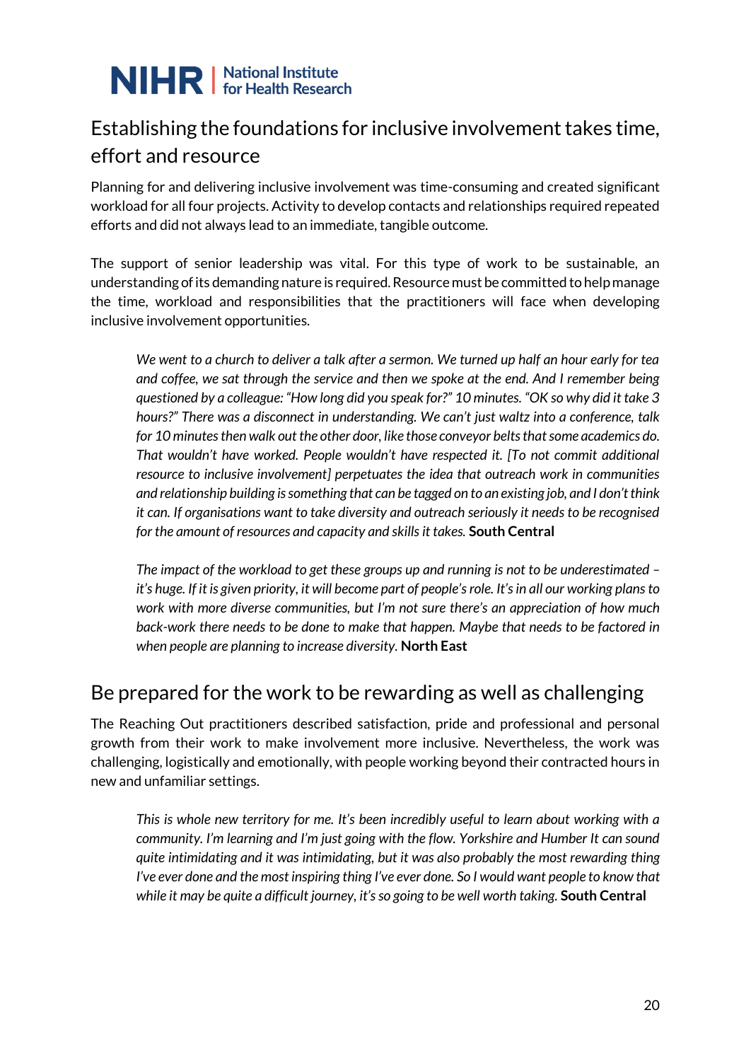## Establishing the foundations for inclusive involvement takes time, effort and resource

Planning for and delivering inclusive involvement was time-consuming and created significant workload for all four projects. Activity to develop contacts and relationships required repeated efforts and did not always lead to an immediate, tangible outcome.

The support of senior leadership was vital. For this type of work to be sustainable, an understanding of its demanding nature is required. Resource must be committed to help manage the time, workload and responsibilities that the practitioners will face when developing inclusive involvement opportunities.

> *We went to a church to deliver a talk after a sermon. We turned up half an hour early for tea and coffee, we sat through the service and then we spoke at the end. And I remember being questioned by a colleague: "How long did you speak for?" 10 minutes. "OK so why did it take 3 hours?" There was a disconnect in understanding. We can't just waltz into a conference, talk for 10 minutes then walk out the other door, like those conveyor belts that some academics do. That wouldn't have worked. People wouldn't have respected it. [To not commit additional resource to inclusive involvement] perpetuates the idea that outreach work in communities and relationship building is something that can be tagged on to an existing job, and I don't think it can. If organisations want to take diversity and outreach seriously it needs to be recognised for the amount of resources and capacity and skills it takes.* **South Central**

> *The impact of the workload to get these groups up and running is not to be underestimated – it's huge. If it is given priority, it will become part of people's role. It's in all our working plans to work with more diverse communities, but I'm not sure there's an appreciation of how much back-work there needs to be done to make that happen. Maybe that needs to be factored in when people are planning to increase diversity.* **North East**

## Be prepared for the work to be rewarding as well as challenging

The Reaching Out practitioners described satisfaction, pride and professional and personal growth from their work to make involvement more inclusive. Nevertheless, the work was challenging, logistically and emotionally, with people working beyond their contracted hours in new and unfamiliar settings.

> *This is whole new territory for me. It's been incredibly useful to learn about working with a community. I'm learning and I'm just going with the flow. Yorkshire and Humber It can sound quite intimidating and it was intimidating, but it was also probably the most rewarding thing I've ever done and the most inspiring thing I've ever done. So I would want people to know that while it may be quite a difficult journey, it's so going to be well worth taking.* **South Central**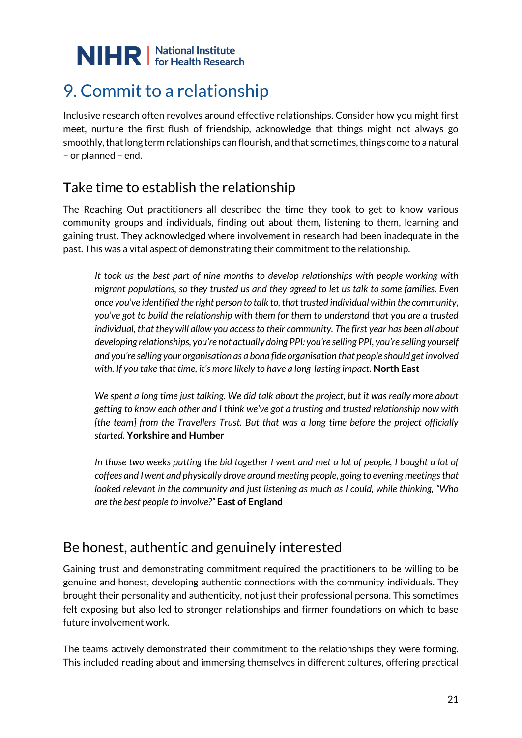# 9. Commit to a relationship

Inclusive research often revolves around effective relationships. Consider how you might first meet, nurture the first flush of friendship, acknowledge that things might not always go smoothly, that long term relationships can flourish, and that sometimes, things come to a natural – or planned – end.

## Take time to establish the relationship

The Reaching Out practitioners all described the time they took to get to know various community groups and individuals, finding out about them, listening to them, learning and gaining trust. They acknowledged where involvement in research had been inadequate in the past. This was a vital aspect of demonstrating their commitment to the relationship.

> *It took us the best part of nine months to develop relationships with people working with migrant populations, so they trusted us and they agreed to let us talk to some families. Even once you've identified the right person to talk to, that trusted individual within the community, you've got to build the relationship with them for them to understand that you are a trusted individual, that they will allow you access to their community. The first year has been all about developing relationships, you're not actually doing PPI: you're selling PPI, you're selling yourself and you're selling your organisation as a bona fide organisation that people should get involved with. If you take that time, it's more likely to have a long-lasting impact.* **North East**

> *We spent a long time just talking. We did talk about the project, but it was really more about getting to know each other and I think we've got a trusting and trusted relationship now with [the team] from the Travellers Trust. But that was a long time before the project officially started.* **Yorkshire and Humber**

> *In those two weeks putting the bid together I went and met a lot of people, I bought a lot of coffees and I went and physically drove around meeting people, going to evening meetings that looked relevant in the community and just listening as much as I could, while thinking, "Who are the best people to involve?"* **East of England**

## Be honest, authentic and genuinely interested

Gaining trust and demonstrating commitment required the practitioners to be willing to be genuine and honest, developing authentic connections with the community individuals. They brought their personality and authenticity, not just their professional persona. This sometimes felt exposing but also led to stronger relationships and firmer foundations on which to base future involvement work.

The teams actively demonstrated their commitment to the relationships they were forming. This included reading about and immersing themselves in different cultures, offering practical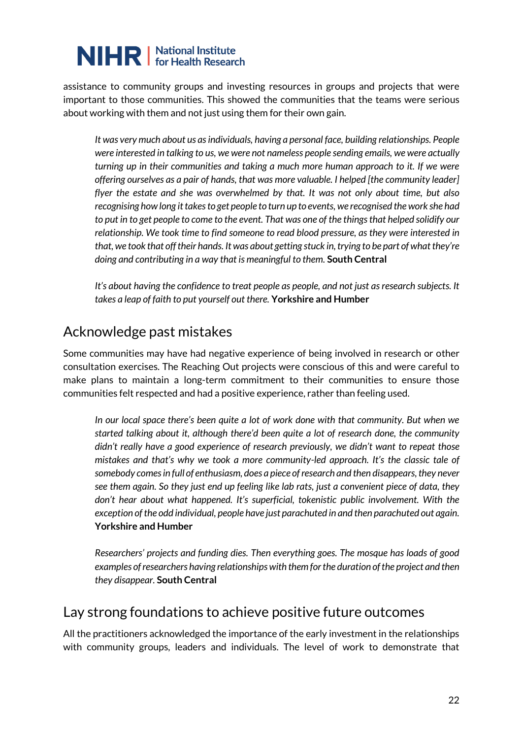assistance to community groups and investing resources in groups and projects that were important to those communities. This showed the communities that the teams were serious about working with them and not just using them for their own gain.

> *It was very much about us as individuals, having a personal face, building relationships. People were interested in talking to us, we were not nameless people sending emails, we were actually turning up in their communities and taking a much more human approach to it. If we were offering ourselves as a pair of hands, that was more valuable. I helped [the community leader] flyer the estate and she was overwhelmed by that. It was not only about time, but also recognising how long it takes to get people to turn up to events, we recognised the work she had to put in to get people to come to the event. That was one of the things that helped solidify our relationship. We took time to find someone to read blood pressure, as they were interested in that, we took that off their hands. It was about getting stuck in, trying to be part of what they're doing and contributing in a way that is meaningful to them.* **South Central**

> *It's about having the confidence to treat people as people, and not just as research subjects. It takes a leap of faith to put yourself out there.* **Yorkshire and Humber**

## Acknowledge past mistakes

Some communities may have had negative experience of being involved in research or other consultation exercises. The Reaching Out projects were conscious of this and were careful to make plans to maintain a long-term commitment to their communities to ensure those communities felt respected and had a positive experience, rather than feeling used.

> *In our local space there's been quite a lot of work done with that community. But when we started talking about it, although there'd been quite a lot of research done, the community didn't really have a good experience of research previously, we didn't want to repeat those mistakes and that's why we took a more community-led approach. It's the classic tale of somebody comes in full of enthusiasm, does a piece of research and then disappears, they never see them again. So they just end up feeling like lab rats, just a convenient piece of data, they don't hear about what happened. It's superficial, tokenistic public involvement. With the exception of the odd individual, people have just parachuted in and then parachuted out again.* **Yorkshire and Humber**

> *Researchers' projects and funding dies. Then everything goes. The mosque has loads of good examples of researchers having relationships with them for the duration of the project and then they disappear.* **South Central**

## Lay strong foundations to achieve positive future outcomes

All the practitioners acknowledged the importance of the early investment in the relationships with community groups, leaders and individuals. The level of work to demonstrate that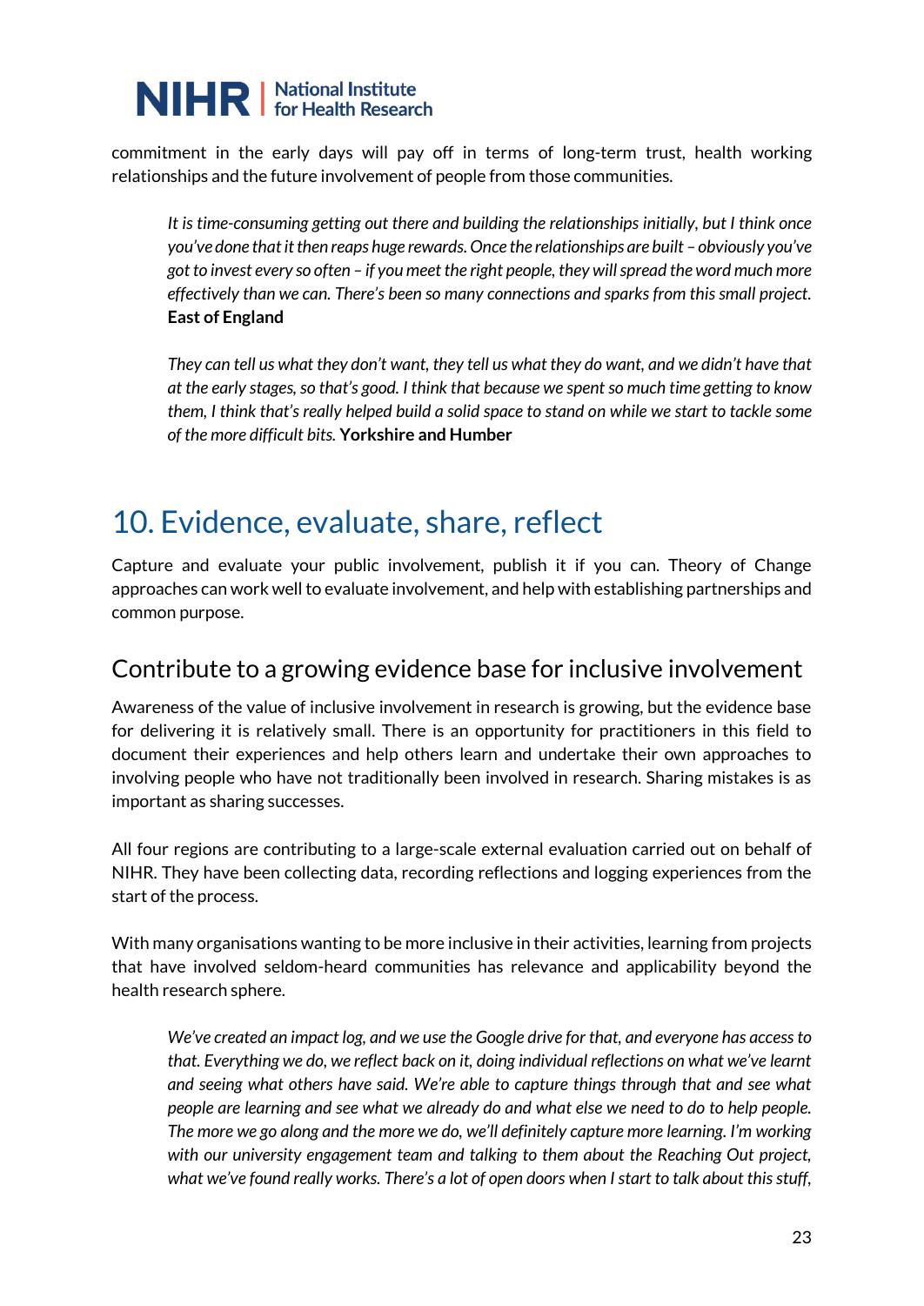commitment in the early days will pay off in terms of long-term trust, health working relationships and the future involvement of people from those communities.

> *It is time-consuming getting out there and building the relationships initially, but I think once you've done that it then reaps huge rewards. Once the relationships are built – obviously you've got to invest every so often – if you meet the right people, they will spread the word much more effectively than we can. There's been so many connections and sparks from this small project.* **East of England**

> *They can tell us what they don't want, they tell us what they do want, and we didn't have that at the early stages, so that's good. I think that because we spent so much time getting to know them, I think that's really helped build a solid space to stand on while we start to tackle some of the more difficult bits.* **Yorkshire and Humber**

# 10. Evidence, evaluate, share, reflect

Capture and evaluate your public involvement, publish it if you can. Theory of Change approaches can work well to evaluate involvement, and help with establishing partnerships and common purpose.

## Contribute to a growing evidence base for inclusive involvement

Awareness of the value of inclusive involvement in research is growing, but the evidence base for delivering it is relatively small. There is an opportunity for practitioners in this field to document their experiences and help others learn and undertake their own approaches to involving people who have not traditionally been involved in research. Sharing mistakes is as important as sharing successes.

All four regions are contributing to a large-scale external evaluation carried out on behalf of NIHR. They have been collecting data, recording reflections and logging experiences from the start of the process.

With many organisations wanting to be more inclusive in their activities, learning from projects that have involved seldom-heard communities has relevance and applicability beyond the health research sphere.

> *We've created an impact log, and we use the Google drive for that, and everyone has access to that. Everything we do, we reflect back on it, doing individual reflections on what we've learnt and seeing what others have said. We're able to capture things through that and see what people are learning and see what we already do and what else we need to do to help people. The more we go along and the more we do, we'll definitely capture more learning. I'm working with our university engagement team and talking to them about the Reaching Out project, what we've found really works. There's a lot of open doors when I start to talk about this stuff,*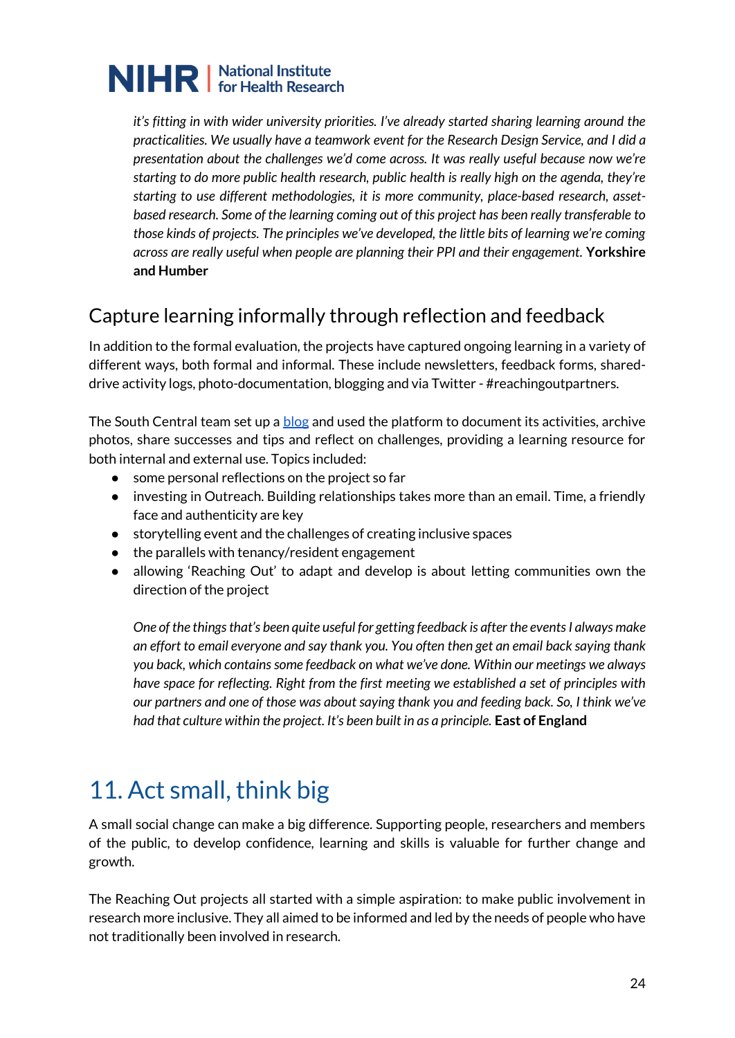*it's fitting in with wider university priorities. I've already started sharing learning around the practicalities. We usually have a teamwork event for the Research Design Service, and I did a presentation about the challenges we'd come across. It was really useful because now we're starting to do more public health research, public health is really high on the agenda, they're starting to use different methodologies, it is more community, place-based research, asset-based research. Some of the learning coming out of this project has been really transferable to those kinds of projects. The principles we've developed, the little bits of learning we're coming across are really useful when people are planning their PPI and their engagement.* **Yorkshire and Humber**

## Capture learning informally through reflection and feedback

In addition to the formal evaluation, the projects have captured ongoing learning in a variety of different ways, both formal and informal. These include newsletters, feedback forms, shared-drive activity logs, photo-documentation, blogging and via Twitter - #reachingoutpartners.

The South Central team set up a [blog](#) and used the platform to document its activities, archive photos, share successes and tips and reflect on challenges, providing a learning resource for both internal and external use. Topics included:

- some personal reflections on the project so far
- investing in Outreach. Building relationships takes more than an email. Time, a friendly face and authenticity are key
- storytelling event and the challenges of creating inclusive spaces
- the parallels with tenancy/resident engagement
- allowing 'Reaching Out' to adapt and develop is about letting communities own the direction of the project

*One of the things that's been quite useful for getting feedback is after the events I always make an effort to email everyone and say thank you. You often then get an email back saying thank you back, which contains some feedback on what we've done. Within our meetings we always have space for reflecting. Right from the first meeting we established a set of principles with our partners and one of those was about saying thank you and feeding back. So, I think we've had that culture within the project. It's been built in as a principle.* **East of England**

# 11. Act small, think big

A small social change can make a big difference. Supporting people, researchers and members of the public, to develop confidence, learning and skills is valuable for further change and growth.

The Reaching Out projects all started with a simple aspiration: to make public involvement in research more inclusive. They all aimed to be informed and led by the needs of people who have not traditionally been involved in research.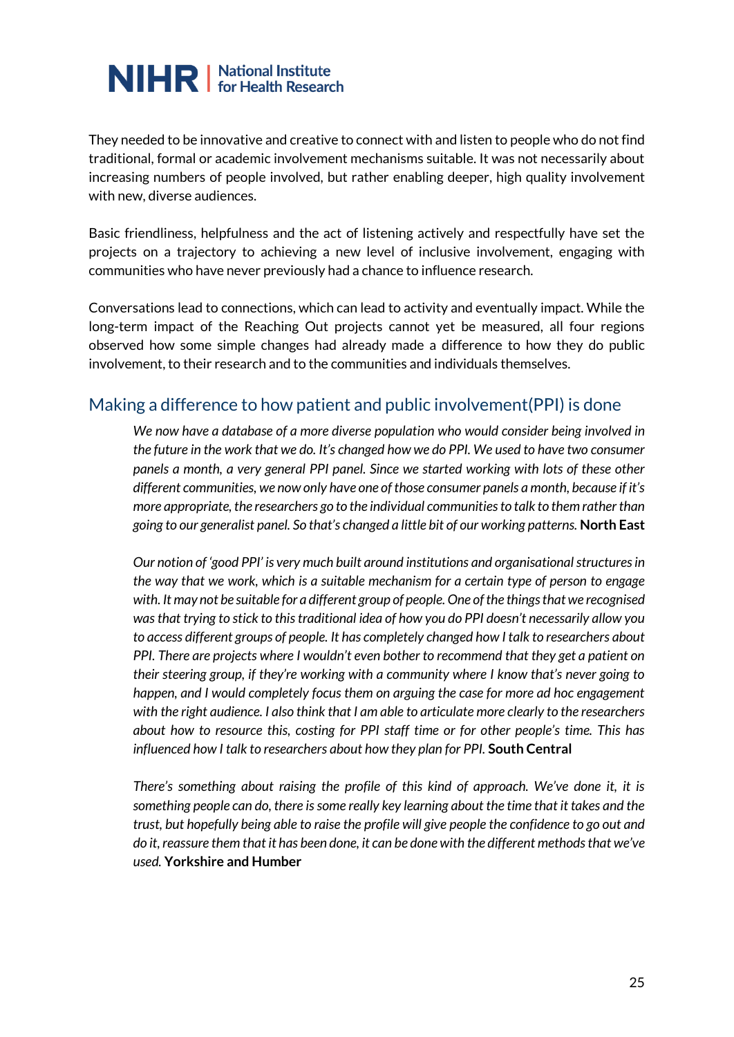They needed to be innovative and creative to connect with and listen to people who do not find traditional, formal or academic involvement mechanisms suitable. It was not necessarily about increasing numbers of people involved, but rather enabling deeper, high quality involvement with new, diverse audiences.

Basic friendliness, helpfulness and the act of listening actively and respectfully have set the projects on a trajectory to achieving a new level of inclusive involvement, engaging with communities who have never previously had a chance to influence research.

Conversations lead to connections, which can lead to activity and eventually impact. While the long-term impact of the Reaching Out projects cannot yet be measured, all four regions observed how some simple changes had already made a difference to how they do public involvement, to their research and to the communities and individuals themselves.

## Making a difference to how patient and public involvement(PPI) is done

> *We now have a database of a more diverse population who would consider being involved in the future in the work that we do. It's changed how we do PPI. We used to have two consumer panels a month, a very general PPI panel. Since we started working with lots of these other different communities, we now only have one of those consumer panels a month, because if it's more appropriate, the researchers go to the individual communities to talk to them rather than going to our generalist panel. So that's changed a little bit of our working patterns.* **North East**

> *Our notion of 'good PPI' is very much built around institutions and organisational structures in the way that we work, which is a suitable mechanism for a certain type of person to engage with. It may not be suitable for a different group of people. One of the things that we recognised was that trying to stick to this traditional idea of how you do PPI doesn't necessarily allow you to access different groups of people. It has completely changed how I talk to researchers about PPI. There are projects where I wouldn't even bother to recommend that they get a patient on their steering group, if they're working with a community where I know that's never going to happen, and I would completely focus them on arguing the case for more ad hoc engagement with the right audience. I also think that I am able to articulate more clearly to the researchers about how to resource this, costing for PPI staff time or for other people's time. This has influenced how I talk to researchers about how they plan for PPI.* **South Central**

> *There's something about raising the profile of this kind of approach. We've done it, it is something people can do, there is some really key learning about the time that it takes and the trust, but hopefully being able to raise the profile will give people the confidence to go out and do it, reassure them that it has been done, it can be done with the different methods that we've used.* **Yorkshire and Humber**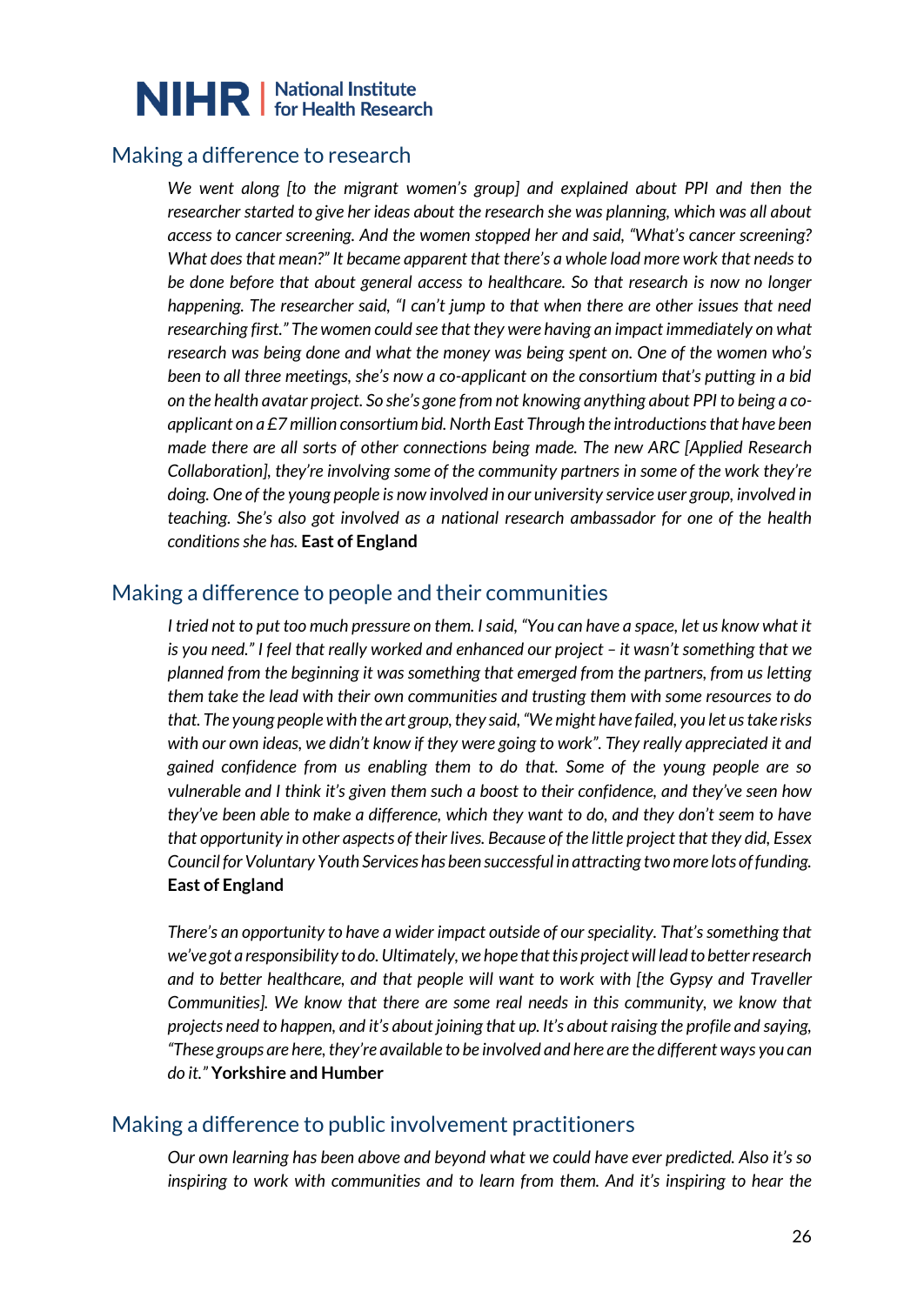## Making a difference to research

*We went along [to the migrant women's group] and explained about PPI and then the researcher started to give her ideas about the research she was planning, which was all about access to cancer screening. And the women stopped her and said, "What's cancer screening? What does that mean?" It became apparent that there's a whole load more work that needs to be done before that about general access to healthcare. So that research is now no longer happening. The researcher said, "I can't jump to that when there are other issues that need researching first." The women could see that they were having an impact immediately on what research was being done and what the money was being spent on. One of the women who's been to all three meetings, she's now a co-applicant on the consortium that's putting in a bid on the health avatar project. So she's gone from not knowing anything about PPI to being a co-applicant on a £7 million consortium bid. North East Through the introductions that have been made there are all sorts of other connections being made. The new ARC [Applied Research Collaboration], they're involving some of the community partners in some of the work they're doing. One of the young people is now involved in our university service user group, involved in teaching. She's also got involved as a national research ambassador for one of the health conditions she has.* **East of England**

## Making a difference to people and their communities

*I tried not to put too much pressure on them. I said, "You can have a space, let us know what it is you need." I feel that really worked and enhanced our project – it wasn't something that we planned from the beginning it was something that emerged from the partners, from us letting them take the lead with their own communities and trusting them with some resources to do that. The young people with the art group, they said, "We might have failed, you let us take risks with our own ideas, we didn't know if they were going to work". They really appreciated it and gained confidence from us enabling them to do that. Some of the young people are so vulnerable and I think it's given them such a boost to their confidence, and they've seen how they've been able to make a difference, which they want to do, and they don't seem to have that opportunity in other aspects of their lives. Because of the little project that they did, Essex Council for Voluntary Youth Services has been successful in attracting two more lots of funding.* **East of England**

*There's an opportunity to have a wider impact outside of our speciality. That's something that we've got a responsibility to do. Ultimately, we hope that this project will lead to better research and to better healthcare, and that people will want to work with [the Gypsy and Traveller Communities]. We know that there are some real needs in this community, we know that projects need to happen, and it's about joining that up. It's about raising the profile and saying, "These groups are here, they're available to be involved and here are the different ways you can do it."* **Yorkshire and Humber**

## Making a difference to public involvement practitioners

*Our own learning has been above and beyond what we could have ever predicted. Also it's so inspiring to work with communities and to learn from them. And it's inspiring to hear the*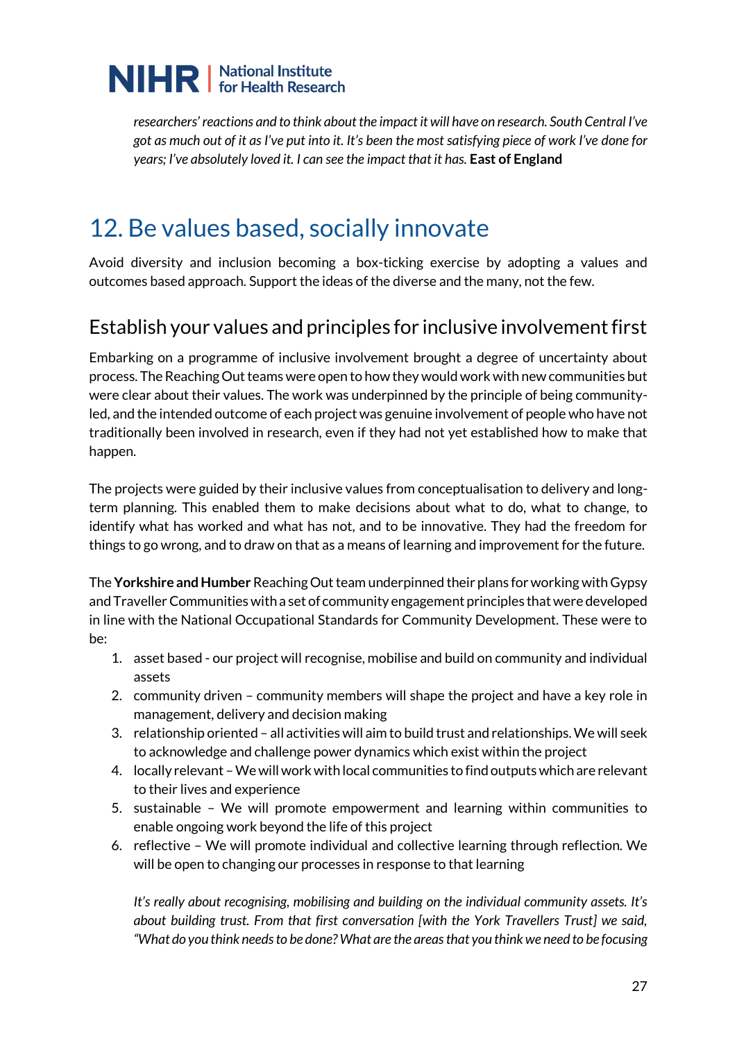*researchers' reactions and to think about the impact it will have on research.* South Central *I've got as much out of it as I've put into it. It's been the most satisfying piece of work I've done for years; I've absolutely loved it. I can see the impact that it has.* **East of England**

# 12. Be values based, socially innovate

Avoid diversity and inclusion becoming a box-ticking exercise by adopting a values and outcomes based approach. Support the ideas of the diverse and the many, not the few.

## Establish your values and principles for inclusive involvement first

Embarking on a programme of inclusive involvement brought a degree of uncertainty about process. The Reaching Out teams were open to how they would work with new communities but were clear about their values. The work was underpinned by the principle of being community-led, and the intended outcome of each project was genuine involvement of people who have not traditionally been involved in research, even if they had not yet established how to make that happen.

The projects were guided by their inclusive values from conceptualisation to delivery and long-term planning. This enabled them to make decisions about what to do, what to change, to identify what has worked and what has not, and to be innovative. They had the freedom for things to go wrong, and to draw on that as a means of learning and improvement for the future.

The **Yorkshire and Humber** Reaching Out team underpinned their plans for working with Gypsy and Traveller Communities with a set of community engagement principles that were developed in line with the National Occupational Standards for Community Development. These were to be:

1. asset based - our project will recognise, mobilise and build on community and individual assets
2. community driven – community members will shape the project and have a key role in management, delivery and decision making
3. relationship oriented – all activities will aim to build trust and relationships. We will seek to acknowledge and challenge power dynamics which exist within the project
4. locally relevant – We will work with local communities to find outputs which are relevant to their lives and experience
5. sustainable – We will promote empowerment and learning within communities to enable ongoing work beyond the life of this project
6. reflective – We will promote individual and collective learning through reflection. We will be open to changing our processes in response to that learning

*It's really about recognising, mobilising and building on the individual community assets. It's about building trust. From that first conversation [with the York Travellers Trust] we said, "What do you think needs to be done? What are the areas that you think we need to be focusing*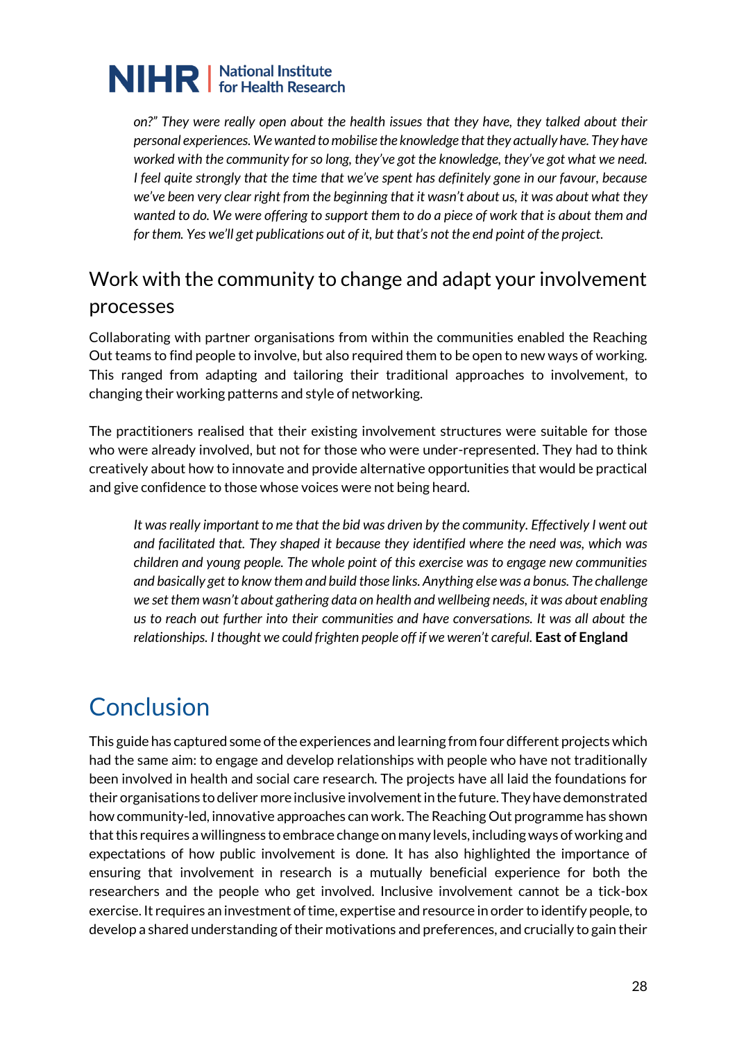*on?" They were really open about the health issues that they have, they talked about their personal experiences. We wanted to mobilise the knowledge that they actually have. They have worked with the community for so long, they've got the knowledge, they've got what we need. I feel quite strongly that the time that we've spent has definitely gone in our favour, because we've been very clear right from the beginning that it wasn't about us, it was about what they wanted to do. We were offering to support them to do a piece of work that is about them and for them. Yes we'll get publications out of it, but that's not the end point of the project.*

## Work with the community to change and adapt your involvement processes

Collaborating with partner organisations from within the communities enabled the Reaching Out teams to find people to involve, but also required them to be open to new ways of working. This ranged from adapting and tailoring their traditional approaches to involvement, to changing their working patterns and style of networking.

The practitioners realised that their existing involvement structures were suitable for those who were already involved, but not for those who were under-represented. They had to think creatively about how to innovate and provide alternative opportunities that would be practical and give confidence to those whose voices were not being heard.

> *It was really important to me that the bid was driven by the community. Effectively I went out and facilitated that. They shaped it because they identified where the need was, which was children and young people. The whole point of this exercise was to engage new communities and basically get to know them and build those links. Anything else was a bonus. The challenge we set them wasn't about gathering data on health and wellbeing needs, it was about enabling us to reach out further into their communities and have conversations. It was all about the relationships. I thought we could frighten people off if we weren't careful.* **East of England**

# Conclusion

This guide has captured some of the experiences and learning from four different projects which had the same aim: to engage and develop relationships with people who have not traditionally been involved in health and social care research. The projects have all laid the foundations for their organisations to deliver more inclusive involvement in the future. They have demonstrated how community-led, innovative approaches can work. The Reaching Out programme has shown that this requires a willingness to embrace change on many levels, including ways of working and expectations of how public involvement is done. It has also highlighted the importance of ensuring that involvement in research is a mutually beneficial experience for both the researchers and the people who get involved. Inclusive involvement cannot be a tick-box exercise. It requires an investment of time, expertise and resource in order to identify people, to develop a shared understanding of their motivations and preferences, and crucially to gain their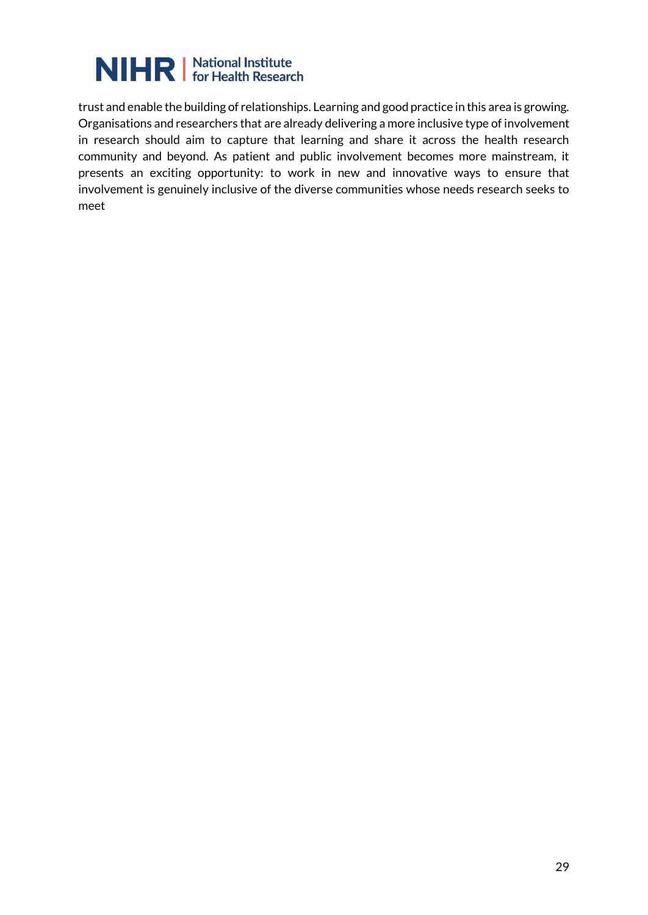trust and enable the building of relationships. Learning and good practice in this area is growing. Organisations and researchers that are already delivering a more inclusive type of involvement in research should aim to capture that learning and share it across the health research community and beyond. As patient and public involvement becomes more mainstream, it presents an exciting opportunity: to work in new and innovative ways to ensure that involvement is genuinely inclusive of the diverse communities whose needs research seeks to meet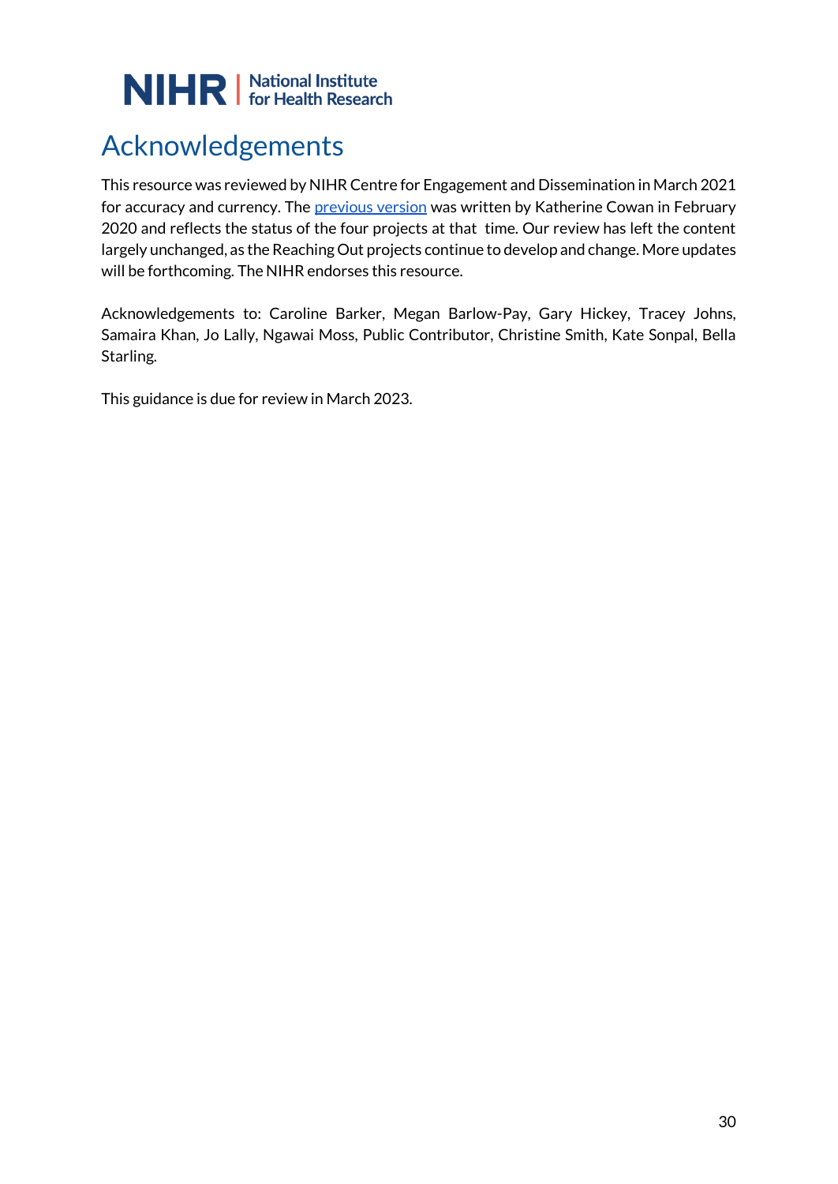# Acknowledgements

This resource was reviewed by NIHR Centre for Engagement and Dissemination in March 2021 for accuracy and currency. The previous version was written by Katherine Cowan in February 2020 and reflects the status of the four projects at that time. Our review has left the content largely unchanged, as the Reaching Out projects continue to develop and change. More updates will be forthcoming. The NIHR endorses this resource.

Acknowledgements to: Caroline Barker, Megan Barlow-Pay, Gary Hickey, Tracey Johns, Samaira Khan, Jo Lally, Ngawai Moss, Public Contributor, Christine Smith, Kate Sonpal, Bella Starling.

This guidance is due for review in March 2023.